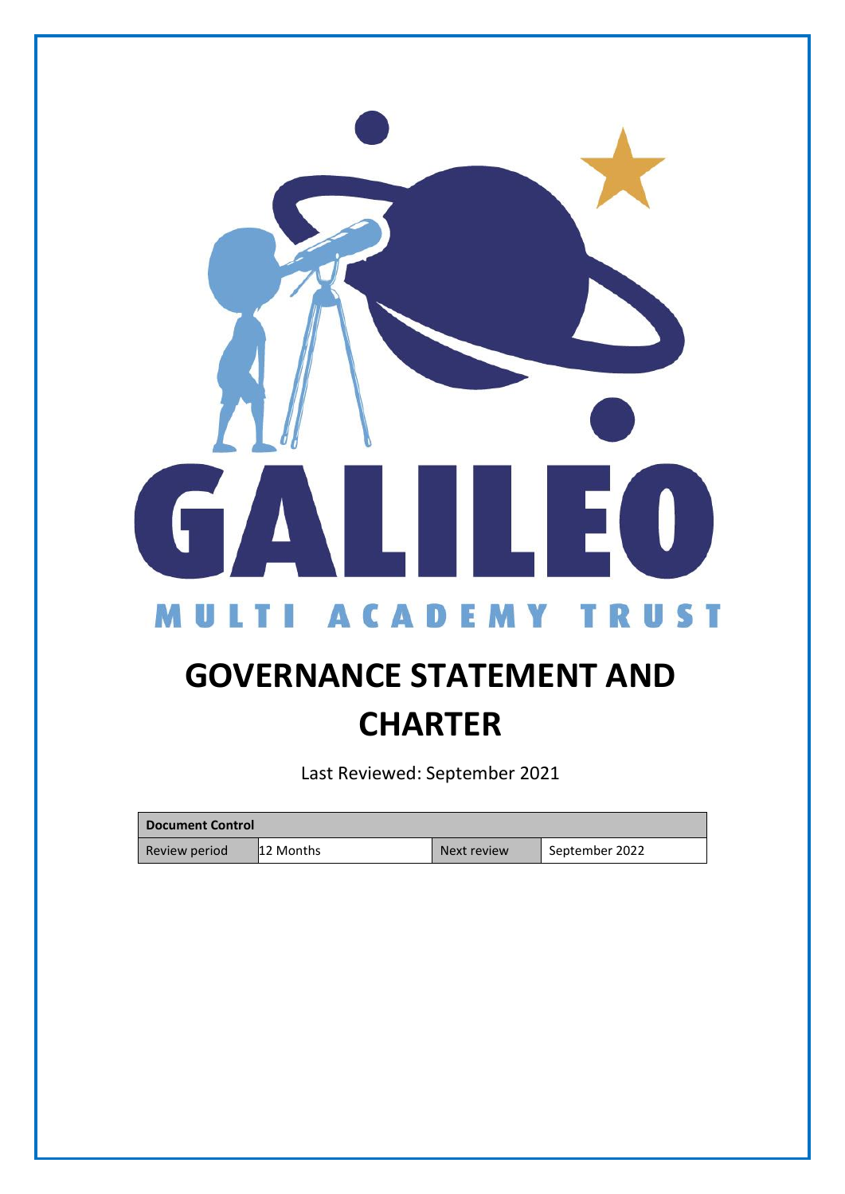GALILEO

MULTI ACADEMY TRUST

# GOVERNANCE STATEMENT AND CHARTER

Last Reviewed: September 2021

| Document Control | | | |
|---|---|---|---|
| Review period | 12 Months | Next review | September 2022 |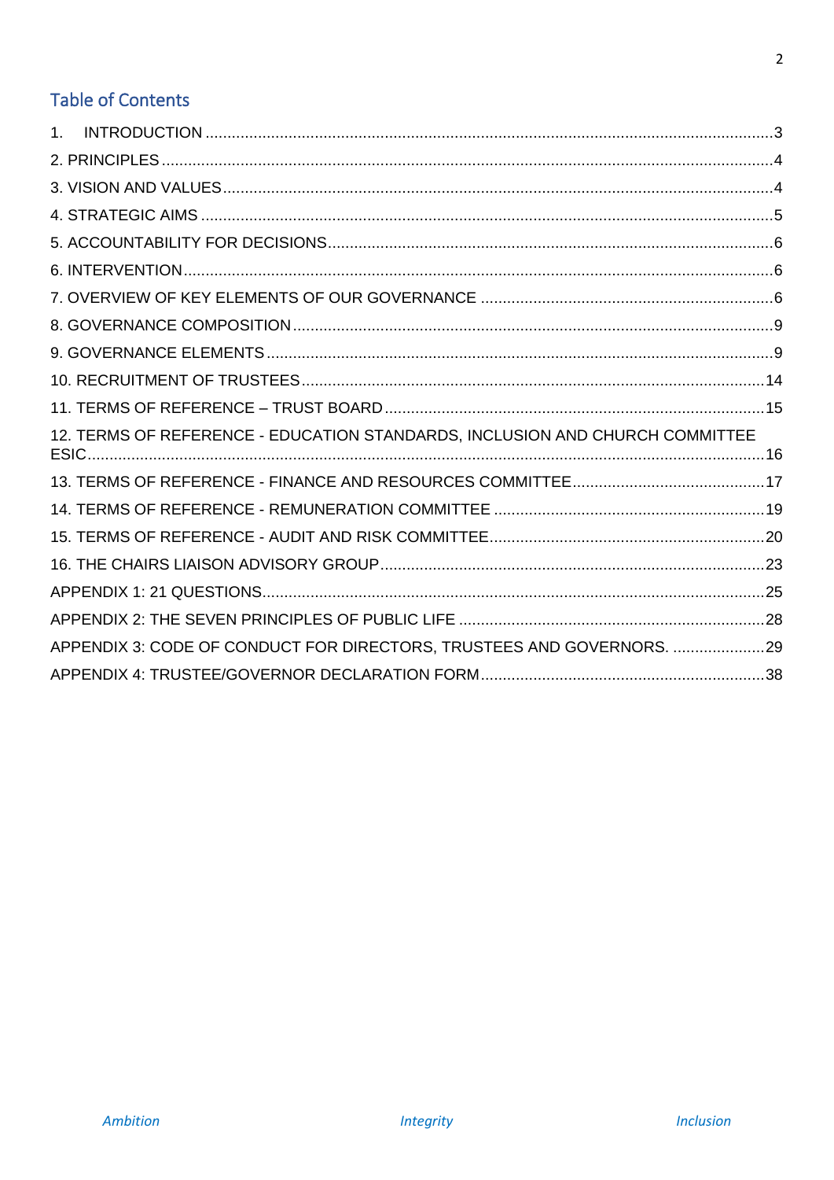## Table of Contents

1. INTRODUCTION ....................................................................................................................3
2. PRINCIPLES ........................................................................................................................4
3. VISION AND VALUES ..........................................................................................................4
4. STRATEGIC AIMS ...............................................................................................................5
5. ACCOUNTABILITY FOR DECISIONS ....................................................................................6
6. INTERVENTION ...................................................................................................................6
7. OVERVIEW OF KEY ELEMENTS OF OUR GOVERNANCE ......................................................6
8. GOVERNANCE COMPOSITION ...........................................................................................9
9. GOVERNANCE ELEMENTS ..................................................................................................9
10. RECRUITMENT OF TRUSTEES .........................................................................................14
11. TERMS OF REFERENCE – TRUST BOARD ........................................................................15
12. TERMS OF REFERENCE - EDUCATION STANDARDS, INCLUSION AND CHURCH COMMITTEE ESIC ..........16
13. TERMS OF REFERENCE - FINANCE AND RESOURCES COMMITTEE ....................................17
14. TERMS OF REFERENCE - REMUNERATION COMMITTEE ...................................................19
15. TERMS OF REFERENCE - AUDIT AND RISK COMMITTEE ...................................................20
16. THE CHAIRS LIAISON ADVISORY GROUP .........................................................................23
APPENDIX 1: 21 QUESTIONS ...............................................................................................25
APPENDIX 2: THE SEVEN PRINCIPLES OF PUBLIC LIFE ..........................................................28
APPENDIX 3: CODE OF CONDUCT FOR DIRECTORS, TRUSTEES AND GOVERNORS. ..................29
APPENDIX 4: TRUSTEE/GOVERNOR DECLARATION FORM .....................................................38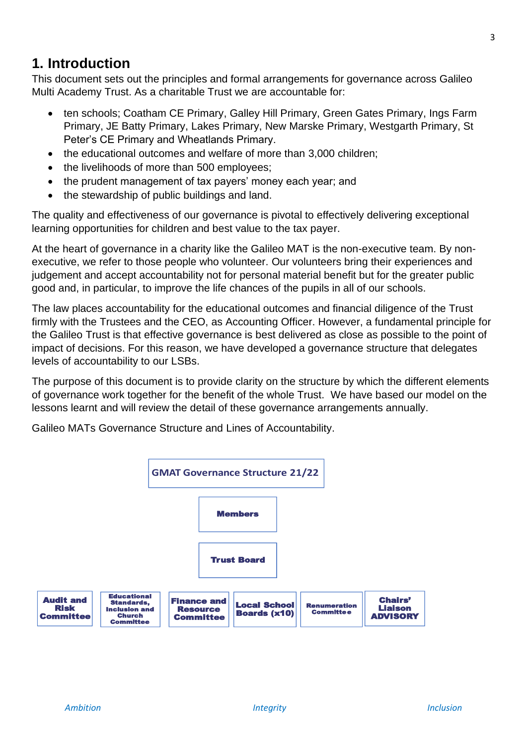# 1. Introduction

This document sets out the principles and formal arrangements for governance across Galileo Multi Academy Trust. As a charitable Trust we are accountable for:

- ten schools; Coatham CE Primary, Galley Hill Primary, Green Gates Primary, Ings Farm Primary, JE Batty Primary, Lakes Primary, New Marske Primary, Westgarth Primary, St Peter's CE Primary and Wheatlands Primary.
- the educational outcomes and welfare of more than 3,000 children;
- the livelihoods of more than 500 employees;
- the prudent management of tax payers' money each year; and
- the stewardship of public buildings and land.

The quality and effectiveness of our governance is pivotal to effectively delivering exceptional learning opportunities for children and best value to the tax payer.

At the heart of governance in a charity like the Galileo MAT is the non-executive team. By non-executive, we refer to those people who volunteer. Our volunteers bring their experiences and judgement and accept accountability not for personal material benefit but for the greater public good and, in particular, to improve the life chances of the pupils in all of our schools.

The law places accountability for the educational outcomes and financial diligence of the Trust firmly with the Trustees and the CEO, as Accounting Officer. However, a fundamental principle for the Galileo Trust is that effective governance is best delivered as close as possible to the point of impact of decisions. For this reason, we have developed a governance structure that delegates levels of accountability to our LSBs.

The purpose of this document is to provide clarity on the structure by which the different elements of governance work together for the benefit of the whole Trust. We have based our model on the lessons learnt and will review the detail of these governance arrangements annually.

Galileo MATs Governance Structure and Lines of Accountability.

**GMAT Governance Structure 21/22**

**Members**

**Trust Board**

| **Audit and Risk Committee** | **Educational Standards, Inclusion and Church Committee** | **Finance and Resource Committee** | **Local School Boards (x10)** | **Renumeration Committee** | **Chairs' Liaison ADVISORY** |
|---|---|---|---|---|---|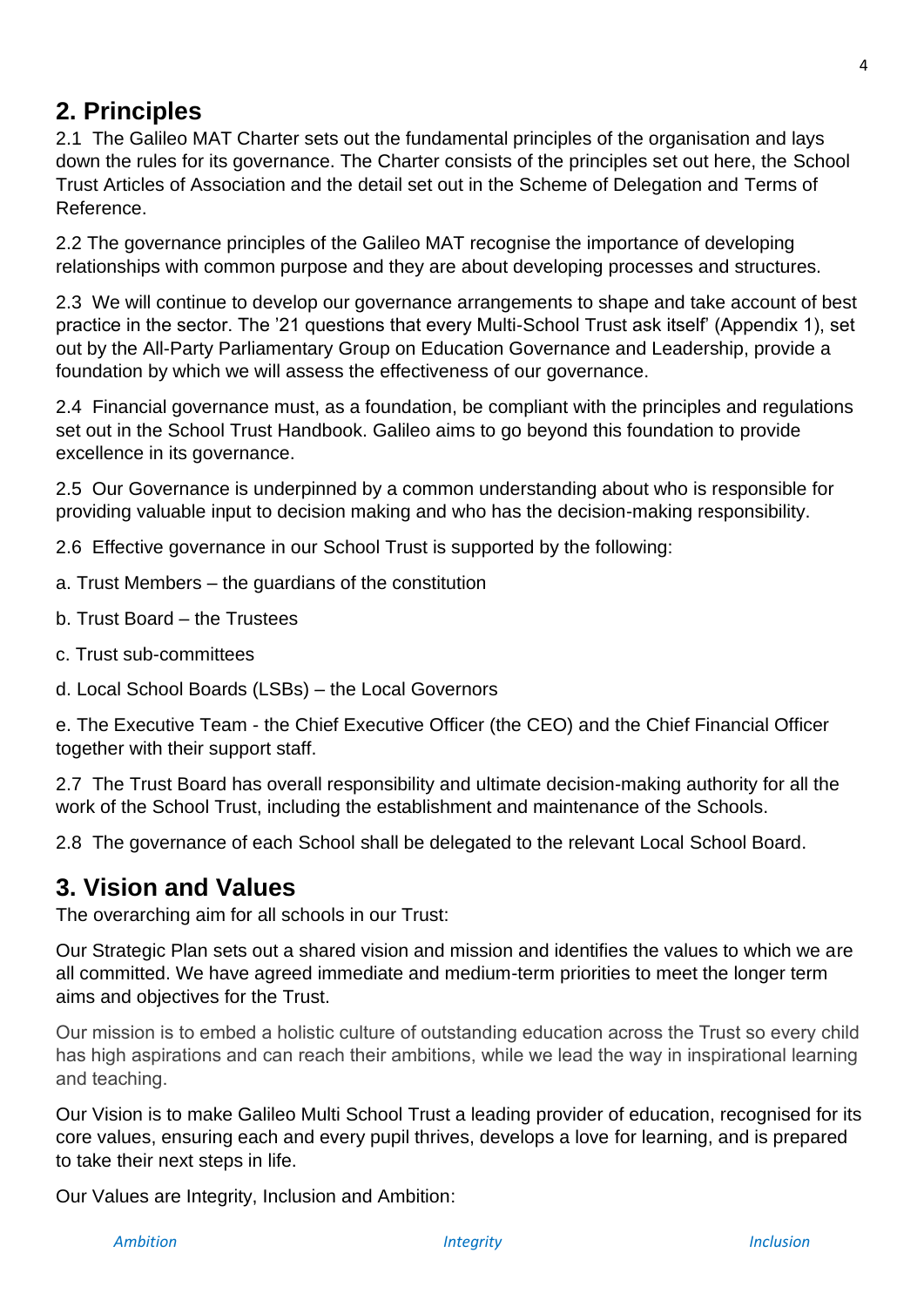## 2. Principles

2.1 The Galileo MAT Charter sets out the fundamental principles of the organisation and lays down the rules for its governance. The Charter consists of the principles set out here, the School Trust Articles of Association and the detail set out in the Scheme of Delegation and Terms of Reference.

2.2 The governance principles of the Galileo MAT recognise the importance of developing relationships with common purpose and they are about developing processes and structures.

2.3 We will continue to develop our governance arrangements to shape and take account of best practice in the sector. The '21 questions that every Multi-School Trust ask itself' (Appendix 1), set out by the All-Party Parliamentary Group on Education Governance and Leadership, provide a foundation by which we will assess the effectiveness of our governance.

2.4 Financial governance must, as a foundation, be compliant with the principles and regulations set out in the School Trust Handbook. Galileo aims to go beyond this foundation to provide excellence in its governance.

2.5 Our Governance is underpinned by a common understanding about who is responsible for providing valuable input to decision making and who has the decision-making responsibility.

2.6 Effective governance in our School Trust is supported by the following:

a. Trust Members – the guardians of the constitution

b. Trust Board – the Trustees

c. Trust sub-committees

d. Local School Boards (LSBs) – the Local Governors

e. The Executive Team - the Chief Executive Officer (the CEO) and the Chief Financial Officer together with their support staff.

2.7 The Trust Board has overall responsibility and ultimate decision-making authority for all the work of the School Trust, including the establishment and maintenance of the Schools.

2.8 The governance of each School shall be delegated to the relevant Local School Board.

## 3. Vision and Values

The overarching aim for all schools in our Trust:

Our Strategic Plan sets out a shared vision and mission and identifies the values to which we are all committed. We have agreed immediate and medium-term priorities to meet the longer term aims and objectives for the Trust.

Our mission is to embed a holistic culture of outstanding education across the Trust so every child has high aspirations and can reach their ambitions, while we lead the way in inspirational learning and teaching.

Our Vision is to make Galileo Multi School Trust a leading provider of education, recognised for its core values, ensuring each and every pupil thrives, develops a love for learning, and is prepared to take their next steps in life.

Our Values are Integrity, Inclusion and Ambition:

*Ambition* *Integrity* *Inclusion*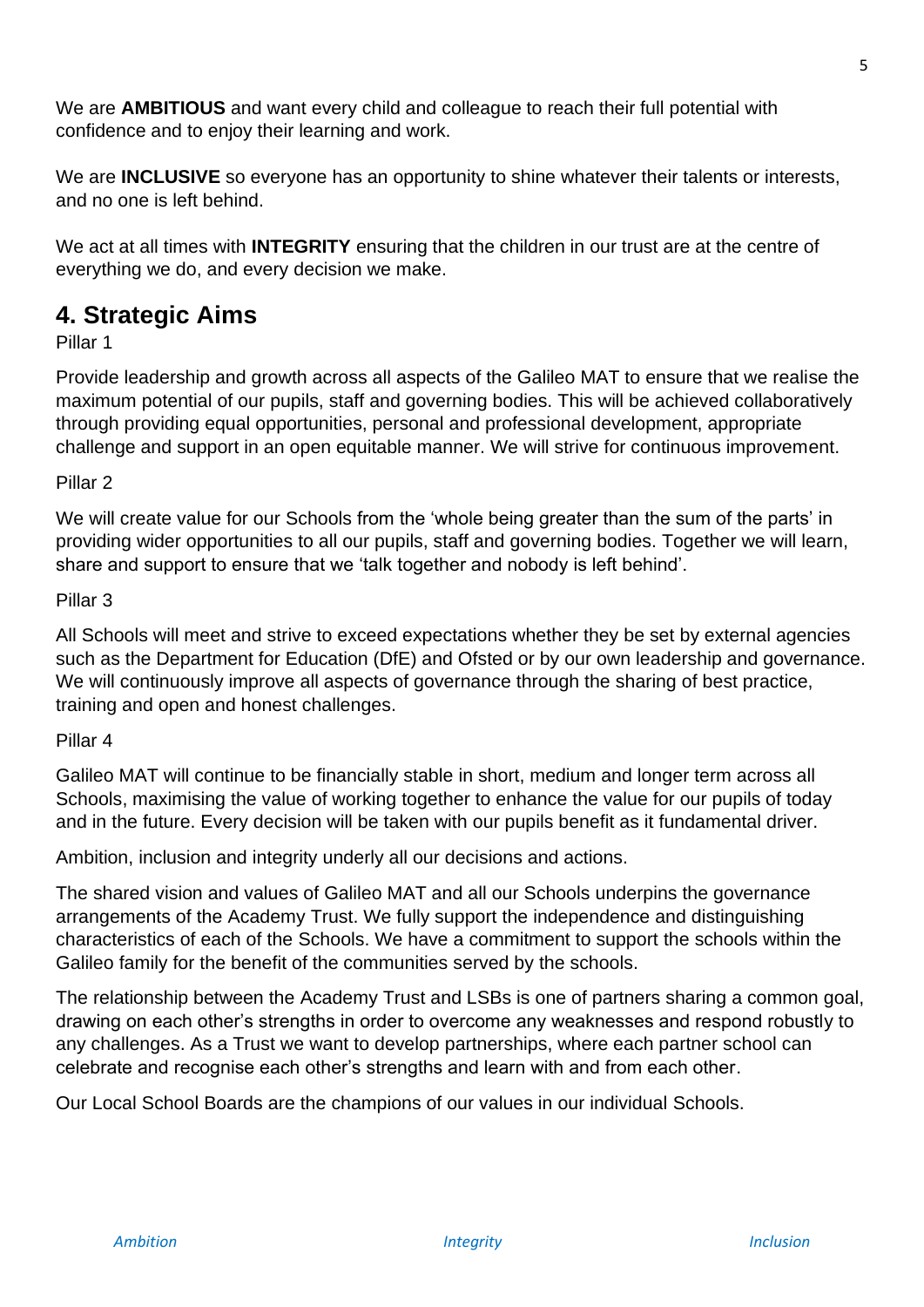We are **AMBITIOUS** and want every child and colleague to reach their full potential with confidence and to enjoy their learning and work.

We are **INCLUSIVE** so everyone has an opportunity to shine whatever their talents or interests, and no one is left behind.

We act at all times with **INTEGRITY** ensuring that the children in our trust are at the centre of everything we do, and every decision we make.

## 4. Strategic Aims

Pillar 1

Provide leadership and growth across all aspects of the Galileo MAT to ensure that we realise the maximum potential of our pupils, staff and governing bodies. This will be achieved collaboratively through providing equal opportunities, personal and professional development, appropriate challenge and support in an open equitable manner. We will strive for continuous improvement.

Pillar 2

We will create value for our Schools from the 'whole being greater than the sum of the parts' in providing wider opportunities to all our pupils, staff and governing bodies. Together we will learn, share and support to ensure that we 'talk together and nobody is left behind'.

Pillar 3

All Schools will meet and strive to exceed expectations whether they be set by external agencies such as the Department for Education (DfE) and Ofsted or by our own leadership and governance. We will continuously improve all aspects of governance through the sharing of best practice, training and open and honest challenges.

Pillar 4

Galileo MAT will continue to be financially stable in short, medium and longer term across all Schools, maximising the value of working together to enhance the value for our pupils of today and in the future. Every decision will be taken with our pupils benefit as it fundamental driver.

Ambition, inclusion and integrity underly all our decisions and actions.

The shared vision and values of Galileo MAT and all our Schools underpins the governance arrangements of the Academy Trust. We fully support the independence and distinguishing characteristics of each of the Schools. We have a commitment to support the schools within the Galileo family for the benefit of the communities served by the schools.

The relationship between the Academy Trust and LSBs is one of partners sharing a common goal, drawing on each other's strengths in order to overcome any weaknesses and respond robustly to any challenges. As a Trust we want to develop partnerships, where each partner school can celebrate and recognise each other's strengths and learn with and from each other.

Our Local School Boards are the champions of our values in our individual Schools.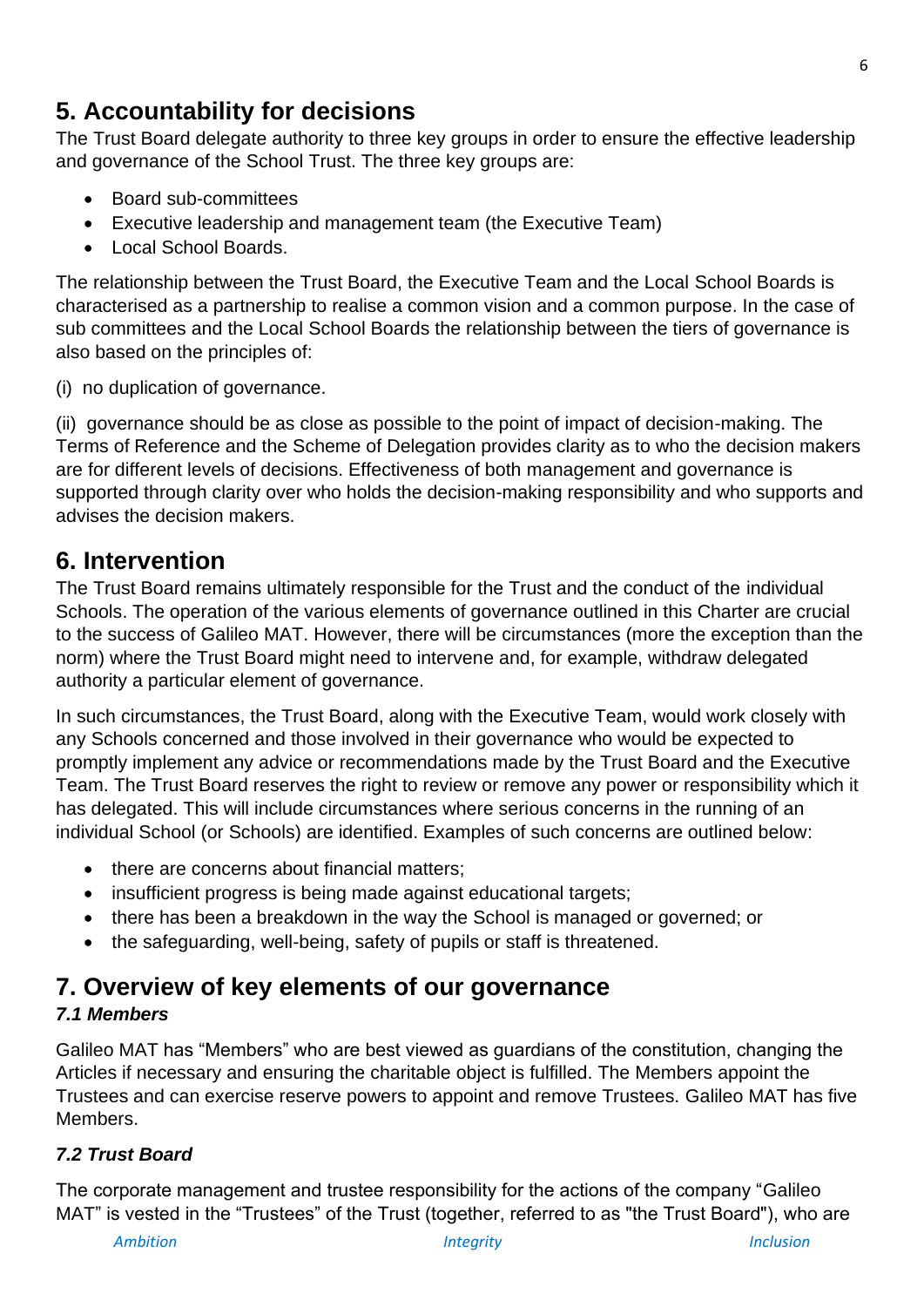## 5. Accountability for decisions

The Trust Board delegate authority to three key groups in order to ensure the effective leadership and governance of the School Trust. The three key groups are:

- Board sub-committees
- Executive leadership and management team (the Executive Team)
- Local School Boards.

The relationship between the Trust Board, the Executive Team and the Local School Boards is characterised as a partnership to realise a common vision and a common purpose. In the case of sub committees and the Local School Boards the relationship between the tiers of governance is also based on the principles of:

(i) no duplication of governance.

(ii) governance should be as close as possible to the point of impact of decision-making. The Terms of Reference and the Scheme of Delegation provides clarity as to who the decision makers are for different levels of decisions. Effectiveness of both management and governance is supported through clarity over who holds the decision-making responsibility and who supports and advises the decision makers.

## 6. Intervention

The Trust Board remains ultimately responsible for the Trust and the conduct of the individual Schools. The operation of the various elements of governance outlined in this Charter are crucial to the success of Galileo MAT. However, there will be circumstances (more the exception than the norm) where the Trust Board might need to intervene and, for example, withdraw delegated authority a particular element of governance.

In such circumstances, the Trust Board, along with the Executive Team, would work closely with any Schools concerned and those involved in their governance who would be expected to promptly implement any advice or recommendations made by the Trust Board and the Executive Team. The Trust Board reserves the right to review or remove any power or responsibility which it has delegated. This will include circumstances where serious concerns in the running of an individual School (or Schools) are identified. Examples of such concerns are outlined below:

- there are concerns about financial matters;
- insufficient progress is being made against educational targets;
- there has been a breakdown in the way the School is managed or governed; or
- the safeguarding, well-being, safety of pupils or staff is threatened.

## 7. Overview of key elements of our governance

### *7.1 Members*

Galileo MAT has "Members" who are best viewed as guardians of the constitution, changing the Articles if necessary and ensuring the charitable object is fulfilled. The Members appoint the Trustees and can exercise reserve powers to appoint and remove Trustees. Galileo MAT has five Members.

### *7.2 Trust Board*

The corporate management and trustee responsibility for the actions of the company "Galileo MAT" is vested in the "Trustees" of the Trust (together, referred to as "the Trust Board"), who are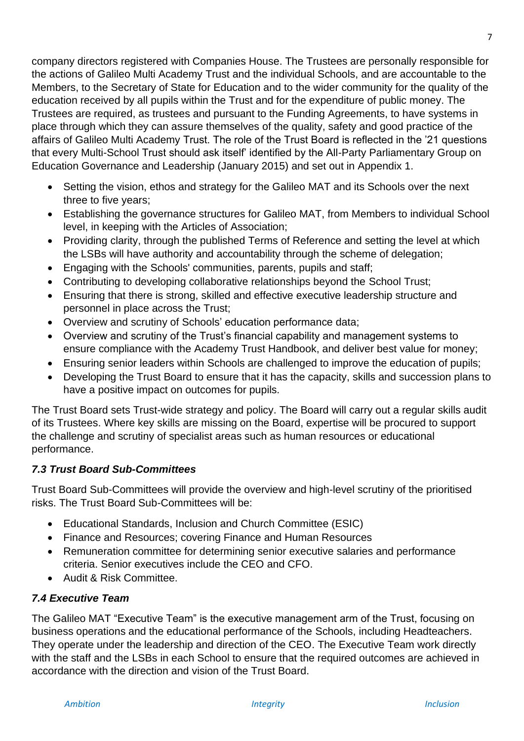company directors registered with Companies House. The Trustees are personally responsible for the actions of Galileo Multi Academy Trust and the individual Schools, and are accountable to the Members, to the Secretary of State for Education and to the wider community for the quality of the education received by all pupils within the Trust and for the expenditure of public money. The Trustees are required, as trustees and pursuant to the Funding Agreements, to have systems in place through which they can assure themselves of the quality, safety and good practice of the affairs of Galileo Multi Academy Trust. The role of the Trust Board is reflected in the '21 questions that every Multi-School Trust should ask itself' identified by the All-Party Parliamentary Group on Education Governance and Leadership (January 2015) and set out in Appendix 1.

- Setting the vision, ethos and strategy for the Galileo MAT and its Schools over the next three to five years;
- Establishing the governance structures for Galileo MAT, from Members to individual School level, in keeping with the Articles of Association;
- Providing clarity, through the published Terms of Reference and setting the level at which the LSBs will have authority and accountability through the scheme of delegation;
- Engaging with the Schools' communities, parents, pupils and staff;
- Contributing to developing collaborative relationships beyond the School Trust;
- Ensuring that there is strong, skilled and effective executive leadership structure and personnel in place across the Trust;
- Overview and scrutiny of Schools' education performance data;
- Overview and scrutiny of the Trust's financial capability and management systems to ensure compliance with the Academy Trust Handbook, and deliver best value for money;
- Ensuring senior leaders within Schools are challenged to improve the education of pupils;
- Developing the Trust Board to ensure that it has the capacity, skills and succession plans to have a positive impact on outcomes for pupils.

The Trust Board sets Trust-wide strategy and policy. The Board will carry out a regular skills audit of its Trustees. Where key skills are missing on the Board, expertise will be procured to support the challenge and scrutiny of specialist areas such as human resources or educational performance.

### *7.3 Trust Board Sub-Committees*

Trust Board Sub-Committees will provide the overview and high-level scrutiny of the prioritised risks. The Trust Board Sub-Committees will be:

- Educational Standards, Inclusion and Church Committee (ESIC)
- Finance and Resources; covering Finance and Human Resources
- Remuneration committee for determining senior executive salaries and performance criteria. Senior executives include the CEO and CFO.
- Audit & Risk Committee.

### *7.4 Executive Team*

The Galileo MAT "Executive Team" is the executive management arm of the Trust, focusing on business operations and the educational performance of the Schools, including Headteachers. They operate under the leadership and direction of the CEO. The Executive Team work directly with the staff and the LSBs in each School to ensure that the required outcomes are achieved in accordance with the direction and vision of the Trust Board.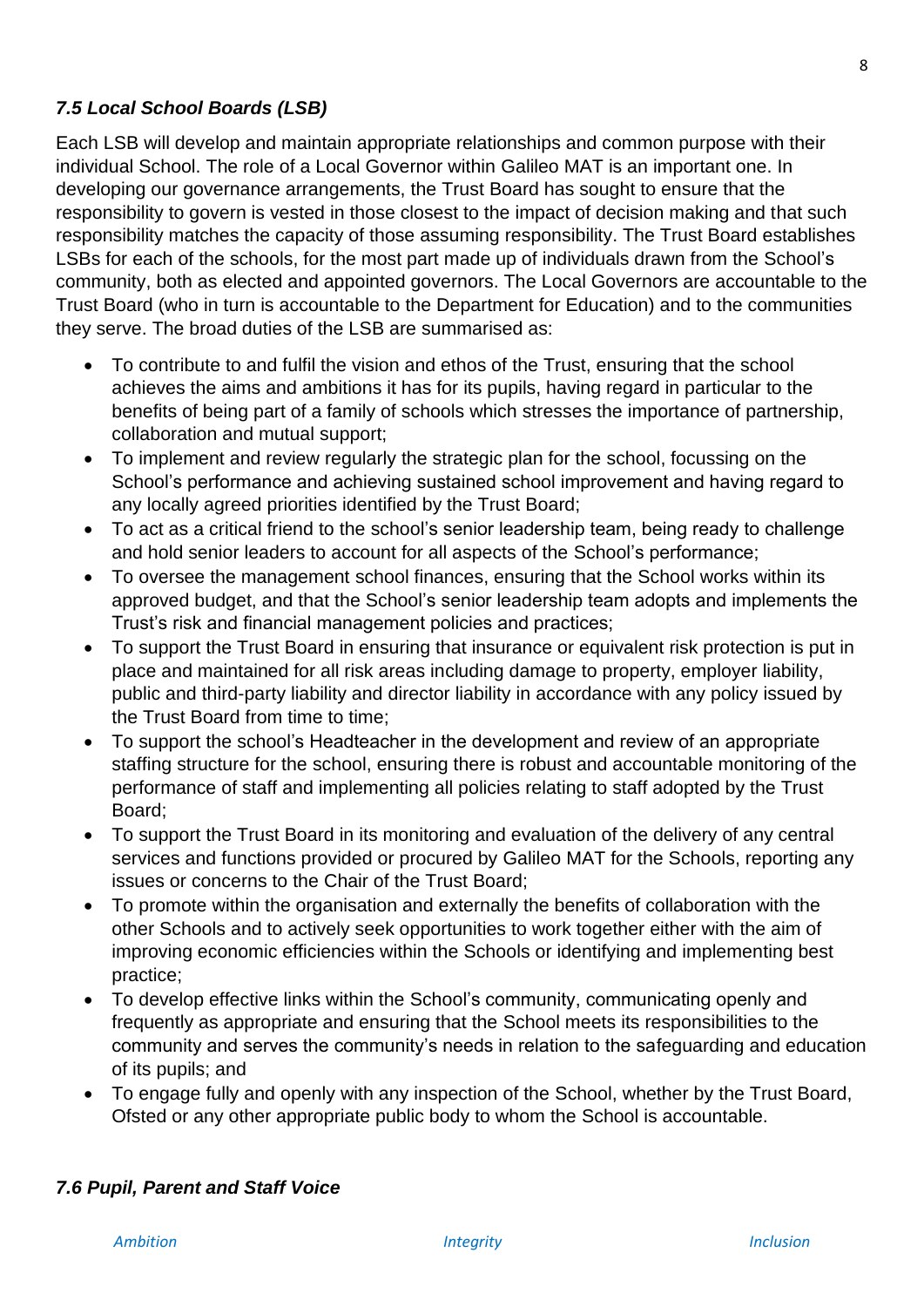### *7.5 Local School Boards (LSB)*

Each LSB will develop and maintain appropriate relationships and common purpose with their individual School. The role of a Local Governor within Galileo MAT is an important one. In developing our governance arrangements, the Trust Board has sought to ensure that the responsibility to govern is vested in those closest to the impact of decision making and that such responsibility matches the capacity of those assuming responsibility. The Trust Board establishes LSBs for each of the schools, for the most part made up of individuals drawn from the School's community, both as elected and appointed governors. The Local Governors are accountable to the Trust Board (who in turn is accountable to the Department for Education) and to the communities they serve. The broad duties of the LSB are summarised as:

- To contribute to and fulfil the vision and ethos of the Trust, ensuring that the school achieves the aims and ambitions it has for its pupils, having regard in particular to the benefits of being part of a family of schools which stresses the importance of partnership, collaboration and mutual support;
- To implement and review regularly the strategic plan for the school, focussing on the School's performance and achieving sustained school improvement and having regard to any locally agreed priorities identified by the Trust Board;
- To act as a critical friend to the school's senior leadership team, being ready to challenge and hold senior leaders to account for all aspects of the School's performance;
- To oversee the management school finances, ensuring that the School works within its approved budget, and that the School's senior leadership team adopts and implements the Trust's risk and financial management policies and practices;
- To support the Trust Board in ensuring that insurance or equivalent risk protection is put in place and maintained for all risk areas including damage to property, employer liability, public and third-party liability and director liability in accordance with any policy issued by the Trust Board from time to time;
- To support the school's Headteacher in the development and review of an appropriate staffing structure for the school, ensuring there is robust and accountable monitoring of the performance of staff and implementing all policies relating to staff adopted by the Trust Board;
- To support the Trust Board in its monitoring and evaluation of the delivery of any central services and functions provided or procured by Galileo MAT for the Schools, reporting any issues or concerns to the Chair of the Trust Board;
- To promote within the organisation and externally the benefits of collaboration with the other Schools and to actively seek opportunities to work together either with the aim of improving economic efficiencies within the Schools or identifying and implementing best practice;
- To develop effective links within the School's community, communicating openly and frequently as appropriate and ensuring that the School meets its responsibilities to the community and serves the community's needs in relation to the safeguarding and education of its pupils; and
- To engage fully and openly with any inspection of the School, whether by the Trust Board, Ofsted or any other appropriate public body to whom the School is accountable.

### *7.6 Pupil, Parent and Staff Voice*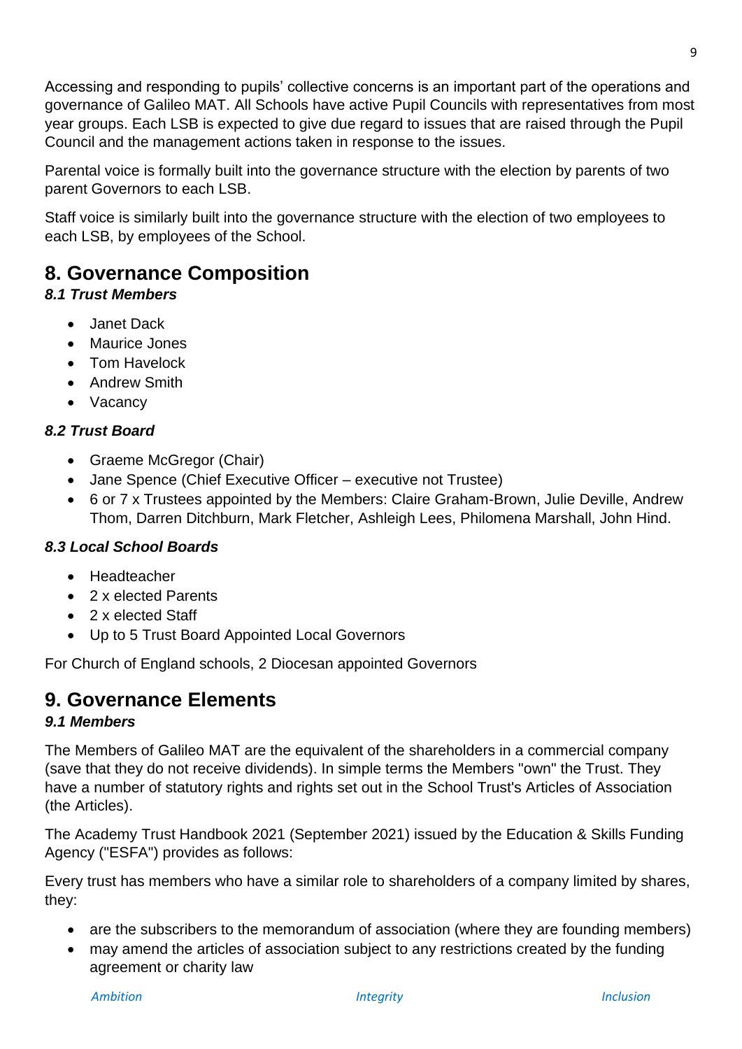Accessing and responding to pupils' collective concerns is an important part of the operations and governance of Galileo MAT. All Schools have active Pupil Councils with representatives from most year groups. Each LSB is expected to give due regard to issues that are raised through the Pupil Council and the management actions taken in response to the issues.

Parental voice is formally built into the governance structure with the election by parents of two parent Governors to each LSB.

Staff voice is similarly built into the governance structure with the election of two employees to each LSB, by employees of the School.

# 8. Governance Composition

### *8.1 Trust Members*

- Janet Dack
- Maurice Jones
- Tom Havelock
- Andrew Smith
- Vacancy

### *8.2 Trust Board*

- Graeme McGregor (Chair)
- Jane Spence (Chief Executive Officer – executive not Trustee)
- 6 or 7 x Trustees appointed by the Members: Claire Graham-Brown, Julie Deville, Andrew Thom, Darren Ditchburn, Mark Fletcher, Ashleigh Lees, Philomena Marshall, John Hind.

### *8.3 Local School Boards*

- Headteacher
- 2 x elected Parents
- 2 x elected Staff
- Up to 5 Trust Board Appointed Local Governors

For Church of England schools, 2 Diocesan appointed Governors

# 9. Governance Elements

### *9.1 Members*

The Members of Galileo MAT are the equivalent of the shareholders in a commercial company (save that they do not receive dividends). In simple terms the Members "own" the Trust. They have a number of statutory rights and rights set out in the School Trust's Articles of Association (the Articles).

The Academy Trust Handbook 2021 (September 2021) issued by the Education & Skills Funding Agency ("ESFA") provides as follows:

Every trust has members who have a similar role to shareholders of a company limited by shares, they:

- are the subscribers to the memorandum of association (where they are founding members)
- may amend the articles of association subject to any restrictions created by the funding agreement or charity law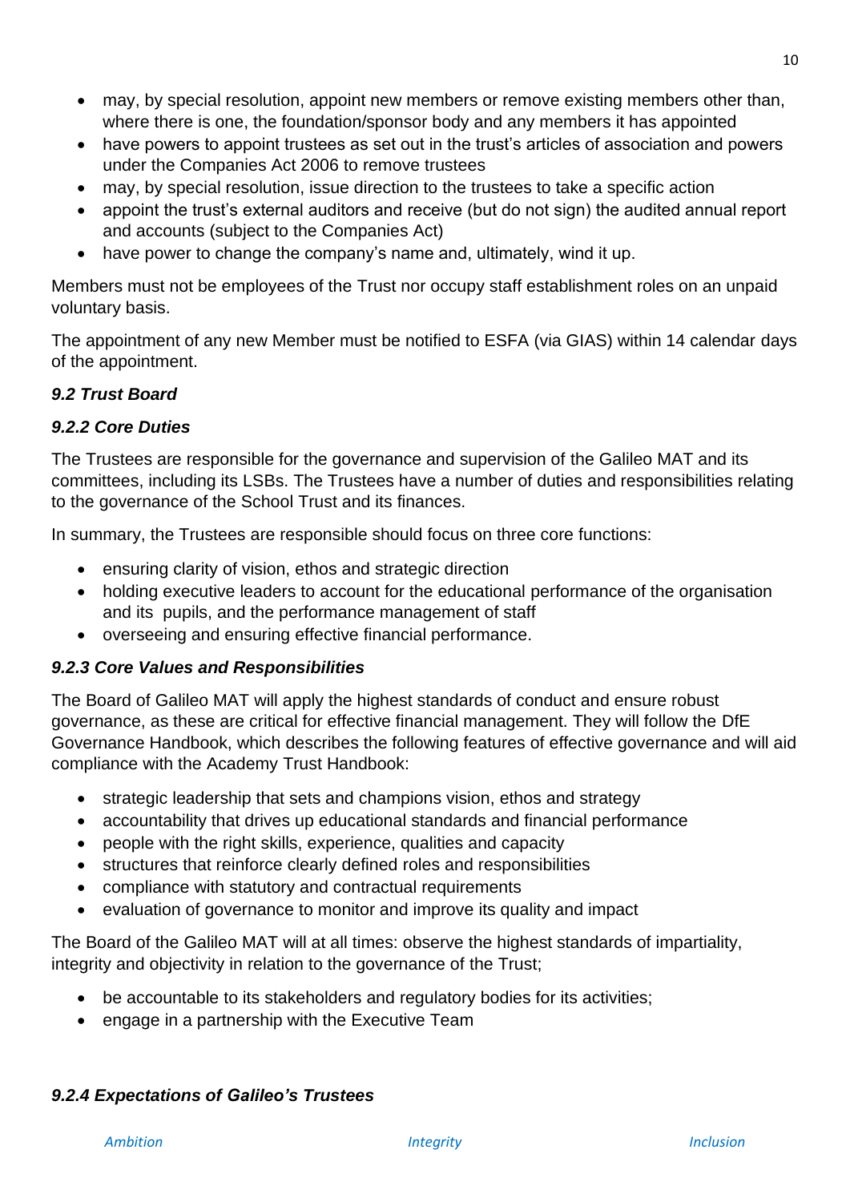- may, by special resolution, appoint new members or remove existing members other than, where there is one, the foundation/sponsor body and any members it has appointed
- have powers to appoint trustees as set out in the trust's articles of association and powers under the Companies Act 2006 to remove trustees
- may, by special resolution, issue direction to the trustees to take a specific action
- appoint the trust's external auditors and receive (but do not sign) the audited annual report and accounts (subject to the Companies Act)
- have power to change the company's name and, ultimately, wind it up.

Members must not be employees of the Trust nor occupy staff establishment roles on an unpaid voluntary basis.

The appointment of any new Member must be notified to ESFA (via GIAS) within 14 calendar days of the appointment.

### *9.2 Trust Board*

#### *9.2.2 Core Duties*

The Trustees are responsible for the governance and supervision of the Galileo MAT and its committees, including its LSBs. The Trustees have a number of duties and responsibilities relating to the governance of the School Trust and its finances.

In summary, the Trustees are responsible should focus on three core functions:

- ensuring clarity of vision, ethos and strategic direction
- holding executive leaders to account for the educational performance of the organisation and its pupils, and the performance management of staff
- overseeing and ensuring effective financial performance.

#### *9.2.3 Core Values and Responsibilities*

The Board of Galileo MAT will apply the highest standards of conduct and ensure robust governance, as these are critical for effective financial management. They will follow the DfE Governance Handbook, which describes the following features of effective governance and will aid compliance with the Academy Trust Handbook:

- strategic leadership that sets and champions vision, ethos and strategy
- accountability that drives up educational standards and financial performance
- people with the right skills, experience, qualities and capacity
- structures that reinforce clearly defined roles and responsibilities
- compliance with statutory and contractual requirements
- evaluation of governance to monitor and improve its quality and impact

The Board of the Galileo MAT will at all times: observe the highest standards of impartiality, integrity and objectivity in relation to the governance of the Trust;

- be accountable to its stakeholders and regulatory bodies for its activities;
- engage in a partnership with the Executive Team

#### *9.2.4 Expectations of Galileo's Trustees*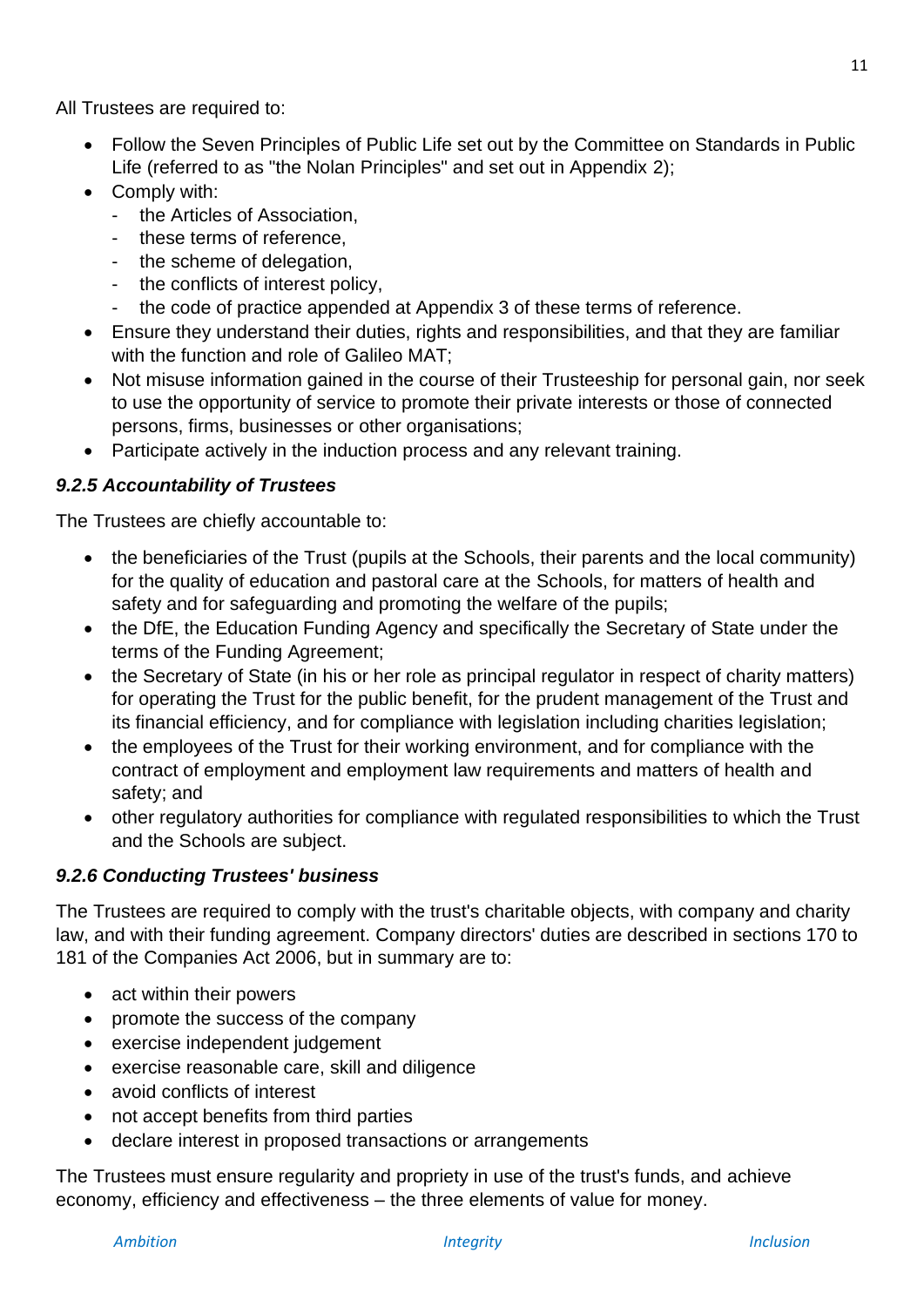All Trustees are required to:

- Follow the Seven Principles of Public Life set out by the Committee on Standards in Public Life (referred to as "the Nolan Principles" and set out in Appendix 2);
- Comply with:
  - the Articles of Association,
  - these terms of reference,
  - the scheme of delegation,
  - the conflicts of interest policy,
  - the code of practice appended at Appendix 3 of these terms of reference.
- Ensure they understand their duties, rights and responsibilities, and that they are familiar with the function and role of Galileo MAT;
- Not misuse information gained in the course of their Trusteeship for personal gain, nor seek to use the opportunity of service to promote their private interests or those of connected persons, firms, businesses or other organisations;
- Participate actively in the induction process and any relevant training.

#### *9.2.5 Accountability of Trustees*

The Trustees are chiefly accountable to:

- the beneficiaries of the Trust (pupils at the Schools, their parents and the local community) for the quality of education and pastoral care at the Schools, for matters of health and safety and for safeguarding and promoting the welfare of the pupils;
- the DfE, the Education Funding Agency and specifically the Secretary of State under the terms of the Funding Agreement;
- the Secretary of State (in his or her role as principal regulator in respect of charity matters) for operating the Trust for the public benefit, for the prudent management of the Trust and its financial efficiency, and for compliance with legislation including charities legislation;
- the employees of the Trust for their working environment, and for compliance with the contract of employment and employment law requirements and matters of health and safety; and
- other regulatory authorities for compliance with regulated responsibilities to which the Trust and the Schools are subject.

#### *9.2.6 Conducting Trustees' business*

The Trustees are required to comply with the trust's charitable objects, with company and charity law, and with their funding agreement. Company directors' duties are described in sections 170 to 181 of the Companies Act 2006, but in summary are to:

- act within their powers
- promote the success of the company
- exercise independent judgement
- exercise reasonable care, skill and diligence
- avoid conflicts of interest
- not accept benefits from third parties
- declare interest in proposed transactions or arrangements

The Trustees must ensure regularity and propriety in use of the trust's funds, and achieve economy, efficiency and effectiveness – the three elements of value for money.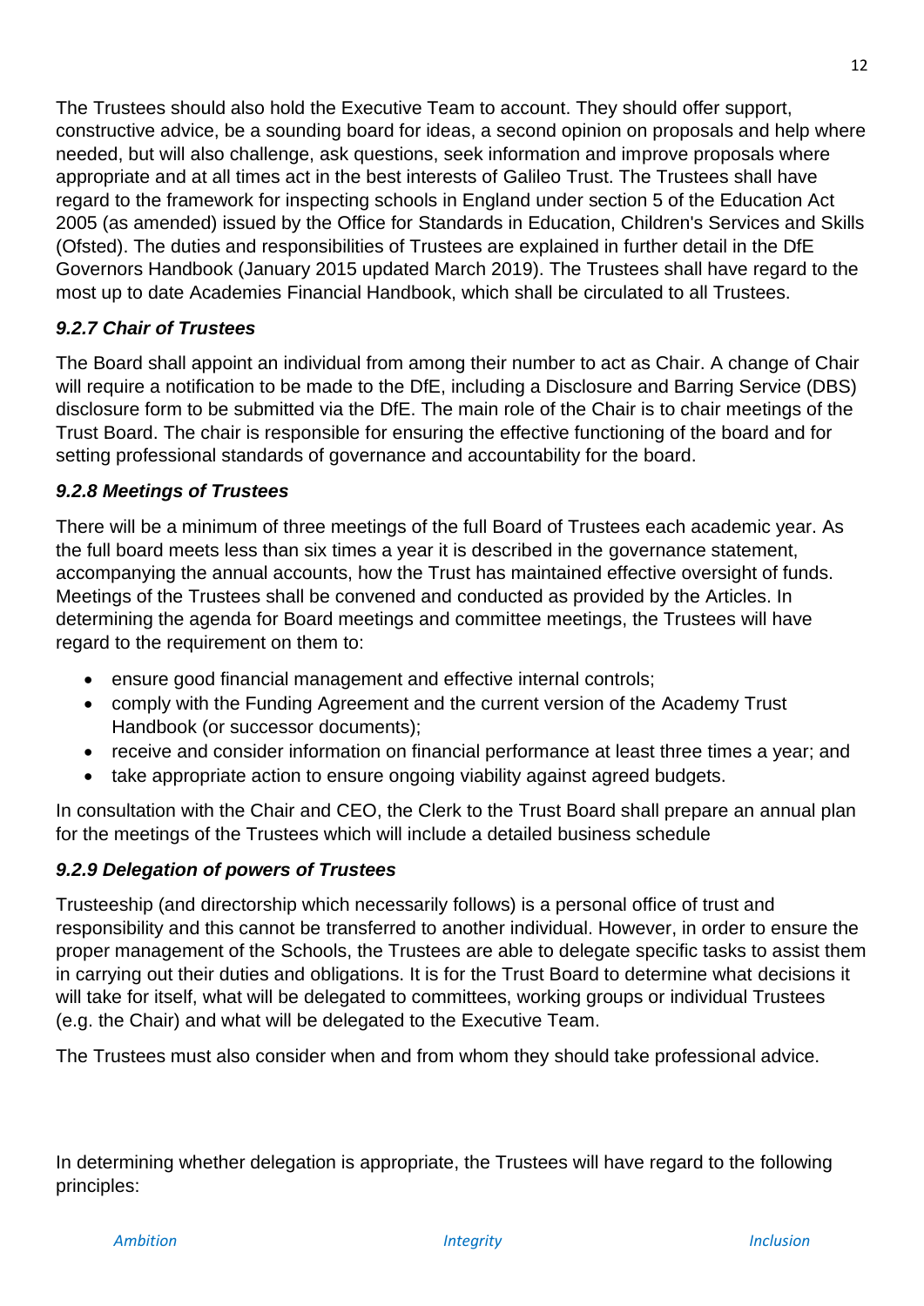The Trustees should also hold the Executive Team to account. They should offer support, constructive advice, be a sounding board for ideas, a second opinion on proposals and help where needed, but will also challenge, ask questions, seek information and improve proposals where appropriate and at all times act in the best interests of Galileo Trust. The Trustees shall have regard to the framework for inspecting schools in England under section 5 of the Education Act 2005 (as amended) issued by the Office for Standards in Education, Children's Services and Skills (Ofsted). The duties and responsibilities of Trustees are explained in further detail in the DfE Governors Handbook (January 2015 updated March 2019). The Trustees shall have regard to the most up to date Academies Financial Handbook, which shall be circulated to all Trustees.

### *9.2.7 Chair of Trustees*

The Board shall appoint an individual from among their number to act as Chair. A change of Chair will require a notification to be made to the DfE, including a Disclosure and Barring Service (DBS) disclosure form to be submitted via the DfE. The main role of the Chair is to chair meetings of the Trust Board. The chair is responsible for ensuring the effective functioning of the board and for setting professional standards of governance and accountability for the board.

### *9.2.8 Meetings of Trustees*

There will be a minimum of three meetings of the full Board of Trustees each academic year. As the full board meets less than six times a year it is described in the governance statement, accompanying the annual accounts, how the Trust has maintained effective oversight of funds. Meetings of the Trustees shall be convened and conducted as provided by the Articles. In determining the agenda for Board meetings and committee meetings, the Trustees will have regard to the requirement on them to:

- ensure good financial management and effective internal controls;
- comply with the Funding Agreement and the current version of the Academy Trust Handbook (or successor documents);
- receive and consider information on financial performance at least three times a year; and
- take appropriate action to ensure ongoing viability against agreed budgets.

In consultation with the Chair and CEO, the Clerk to the Trust Board shall prepare an annual plan for the meetings of the Trustees which will include a detailed business schedule

### *9.2.9 Delegation of powers of Trustees*

Trusteeship (and directorship which necessarily follows) is a personal office of trust and responsibility and this cannot be transferred to another individual. However, in order to ensure the proper management of the Schools, the Trustees are able to delegate specific tasks to assist them in carrying out their duties and obligations. It is for the Trust Board to determine what decisions it will take for itself, what will be delegated to committees, working groups or individual Trustees (e.g. the Chair) and what will be delegated to the Executive Team.

The Trustees must also consider when and from whom they should take professional advice.

In determining whether delegation is appropriate, the Trustees will have regard to the following principles: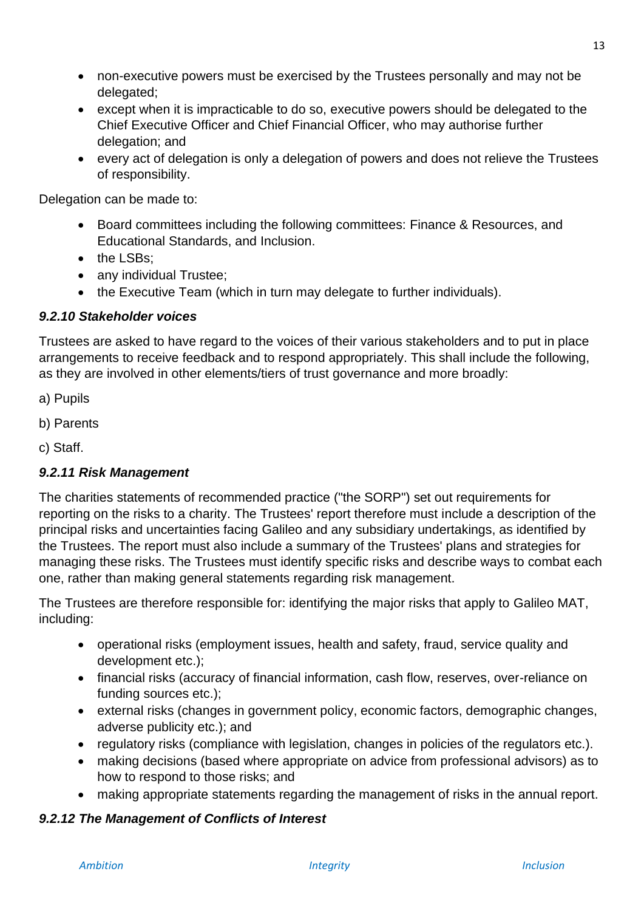- non-executive powers must be exercised by the Trustees personally and may not be delegated;
- except when it is impracticable to do so, executive powers should be delegated to the Chief Executive Officer and Chief Financial Officer, who may authorise further delegation; and
- every act of delegation is only a delegation of powers and does not relieve the Trustees of responsibility.

Delegation can be made to:

- Board committees including the following committees: Finance & Resources, and Educational Standards, and Inclusion.
- the LSBs;
- any individual Trustee;
- the Executive Team (which in turn may delegate to further individuals).

#### *9.2.10 Stakeholder voices*

Trustees are asked to have regard to the voices of their various stakeholders and to put in place arrangements to receive feedback and to respond appropriately. This shall include the following, as they are involved in other elements/tiers of trust governance and more broadly:

a) Pupils

b) Parents

c) Staff.

#### *9.2.11 Risk Management*

The charities statements of recommended practice ("the SORP") set out requirements for reporting on the risks to a charity. The Trustees' report therefore must include a description of the principal risks and uncertainties facing Galileo and any subsidiary undertakings, as identified by the Trustees. The report must also include a summary of the Trustees' plans and strategies for managing these risks. The Trustees must identify specific risks and describe ways to combat each one, rather than making general statements regarding risk management.

The Trustees are therefore responsible for: identifying the major risks that apply to Galileo MAT, including:

- operational risks (employment issues, health and safety, fraud, service quality and development etc.);
- financial risks (accuracy of financial information, cash flow, reserves, over-reliance on funding sources etc.);
- external risks (changes in government policy, economic factors, demographic changes, adverse publicity etc.); and
- regulatory risks (compliance with legislation, changes in policies of the regulators etc.).
- making decisions (based where appropriate on advice from professional advisors) as to how to respond to those risks; and
- making appropriate statements regarding the management of risks in the annual report.

#### *9.2.12 The Management of Conflicts of Interest*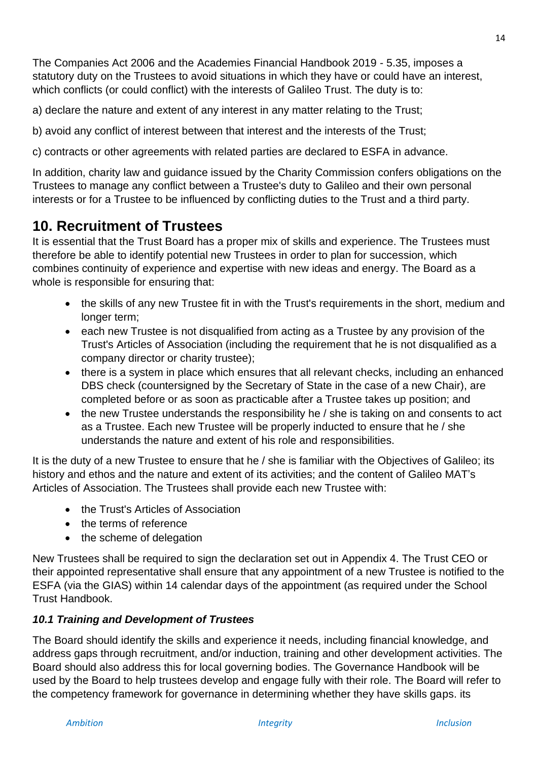The Companies Act 2006 and the Academies Financial Handbook 2019 - 5.35, imposes a statutory duty on the Trustees to avoid situations in which they have or could have an interest, which conflicts (or could conflict) with the interests of Galileo Trust. The duty is to:

a) declare the nature and extent of any interest in any matter relating to the Trust;

b) avoid any conflict of interest between that interest and the interests of the Trust;

c) contracts or other agreements with related parties are declared to ESFA in advance.

In addition, charity law and guidance issued by the Charity Commission confers obligations on the Trustees to manage any conflict between a Trustee's duty to Galileo and their own personal interests or for a Trustee to be influenced by conflicting duties to the Trust and a third party.

## 10. Recruitment of Trustees

It is essential that the Trust Board has a proper mix of skills and experience. The Trustees must therefore be able to identify potential new Trustees in order to plan for succession, which combines continuity of experience and expertise with new ideas and energy. The Board as a whole is responsible for ensuring that:

- the skills of any new Trustee fit in with the Trust's requirements in the short, medium and longer term;
- each new Trustee is not disqualified from acting as a Trustee by any provision of the Trust's Articles of Association (including the requirement that he is not disqualified as a company director or charity trustee);
- there is a system in place which ensures that all relevant checks, including an enhanced DBS check (countersigned by the Secretary of State in the case of a new Chair), are completed before or as soon as practicable after a Trustee takes up position; and
- the new Trustee understands the responsibility he / she is taking on and consents to act as a Trustee. Each new Trustee will be properly inducted to ensure that he / she understands the nature and extent of his role and responsibilities.

It is the duty of a new Trustee to ensure that he / she is familiar with the Objectives of Galileo; its history and ethos and the nature and extent of its activities; and the content of Galileo MAT's Articles of Association. The Trustees shall provide each new Trustee with:

- the Trust's Articles of Association
- the terms of reference
- the scheme of delegation

New Trustees shall be required to sign the declaration set out in Appendix 4. The Trust CEO or their appointed representative shall ensure that any appointment of a new Trustee is notified to the ESFA (via the GIAS) within 14 calendar days of the appointment (as required under the School Trust Handbook.

### *10.1 Training and Development of Trustees*

The Board should identify the skills and experience it needs, including financial knowledge, and address gaps through recruitment, and/or induction, training and other development activities. The Board should also address this for local governing bodies. The Governance Handbook will be used by the Board to help trustees develop and engage fully with their role. The Board will refer to the competency framework for governance in determining whether they have skills gaps. its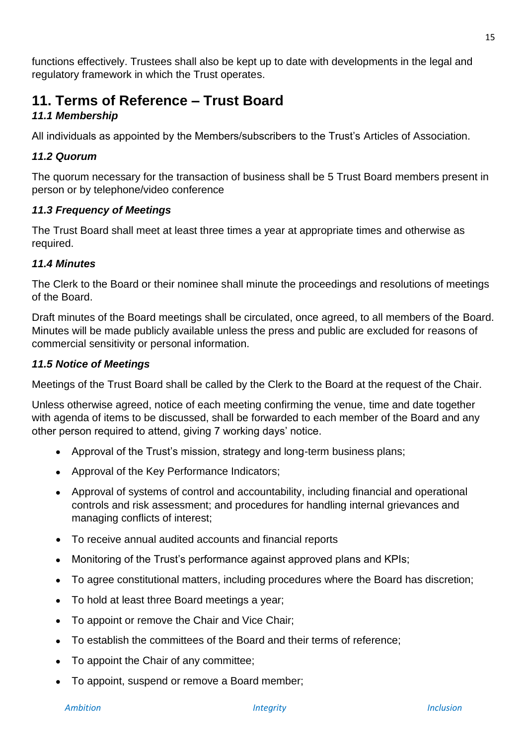functions effectively. Trustees shall also be kept up to date with developments in the legal and regulatory framework in which the Trust operates.

## 11. Terms of Reference – Trust Board

### *11.1 Membership*

All individuals as appointed by the Members/subscribers to the Trust's Articles of Association.

### *11.2 Quorum*

The quorum necessary for the transaction of business shall be 5 Trust Board members present in person or by telephone/video conference

### *11.3 Frequency of Meetings*

The Trust Board shall meet at least three times a year at appropriate times and otherwise as required.

### *11.4 Minutes*

The Clerk to the Board or their nominee shall minute the proceedings and resolutions of meetings of the Board.

Draft minutes of the Board meetings shall be circulated, once agreed, to all members of the Board. Minutes will be made publicly available unless the press and public are excluded for reasons of commercial sensitivity or personal information.

### *11.5 Notice of Meetings*

Meetings of the Trust Board shall be called by the Clerk to the Board at the request of the Chair.

Unless otherwise agreed, notice of each meeting confirming the venue, time and date together with agenda of items to be discussed, shall be forwarded to each member of the Board and any other person required to attend, giving 7 working days' notice.

- Approval of the Trust's mission, strategy and long-term business plans;
- Approval of the Key Performance Indicators;
- Approval of systems of control and accountability, including financial and operational controls and risk assessment; and procedures for handling internal grievances and managing conflicts of interest;
- To receive annual audited accounts and financial reports
- Monitoring of the Trust's performance against approved plans and KPIs;
- To agree constitutional matters, including procedures where the Board has discretion;
- To hold at least three Board meetings a year;
- To appoint or remove the Chair and Vice Chair;
- To establish the committees of the Board and their terms of reference;
- To appoint the Chair of any committee;
- To appoint, suspend or remove a Board member;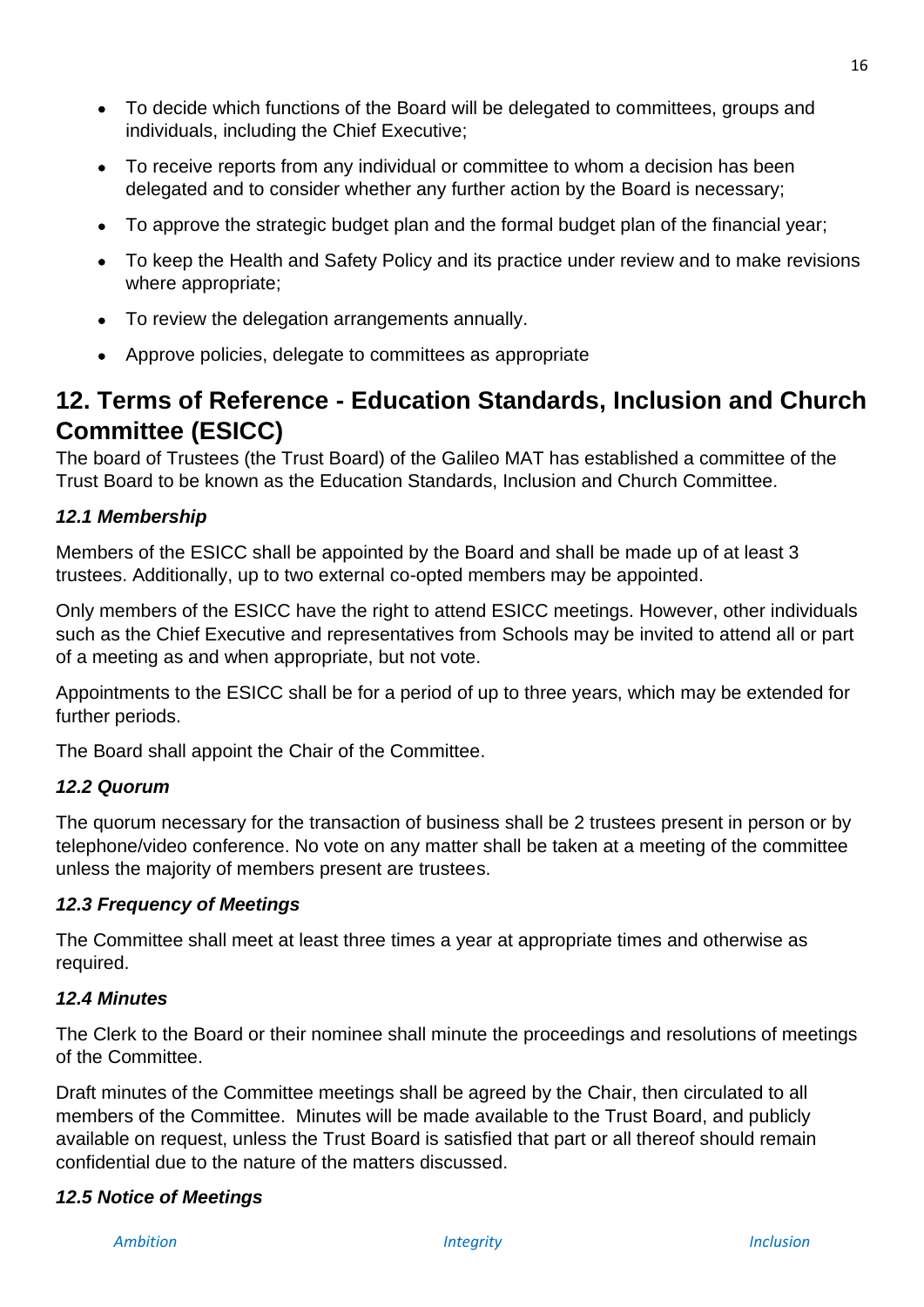- To decide which functions of the Board will be delegated to committees, groups and individuals, including the Chief Executive;
- To receive reports from any individual or committee to whom a decision has been delegated and to consider whether any further action by the Board is necessary;
- To approve the strategic budget plan and the formal budget plan of the financial year;
- To keep the Health and Safety Policy and its practice under review and to make revisions where appropriate;
- To review the delegation arrangements annually.
- Approve policies, delegate to committees as appropriate

## 12. Terms of Reference - Education Standards, Inclusion and Church Committee (ESICC)

The board of Trustees (the Trust Board) of the Galileo MAT has established a committee of the Trust Board to be known as the Education Standards, Inclusion and Church Committee.

### *12.1 Membership*

Members of the ESICC shall be appointed by the Board and shall be made up of at least 3 trustees. Additionally, up to two external co-opted members may be appointed.

Only members of the ESICC have the right to attend ESICC meetings. However, other individuals such as the Chief Executive and representatives from Schools may be invited to attend all or part of a meeting as and when appropriate, but not vote.

Appointments to the ESICC shall be for a period of up to three years, which may be extended for further periods.

The Board shall appoint the Chair of the Committee.

### *12.2 Quorum*

The quorum necessary for the transaction of business shall be 2 trustees present in person or by telephone/video conference. No vote on any matter shall be taken at a meeting of the committee unless the majority of members present are trustees.

### *12.3 Frequency of Meetings*

The Committee shall meet at least three times a year at appropriate times and otherwise as required.

### *12.4 Minutes*

The Clerk to the Board or their nominee shall minute the proceedings and resolutions of meetings of the Committee.

Draft minutes of the Committee meetings shall be agreed by the Chair, then circulated to all members of the Committee. Minutes will be made available to the Trust Board, and publicly available on request, unless the Trust Board is satisfied that part or all thereof should remain confidential due to the nature of the matters discussed.

### *12.5 Notice of Meetings*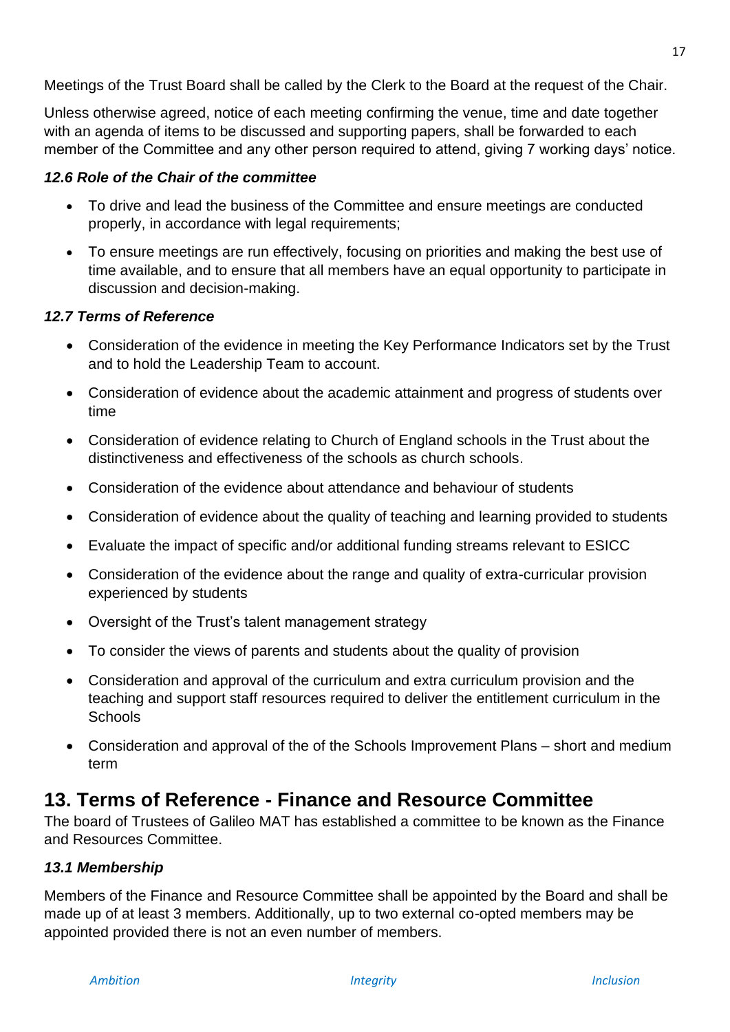Meetings of the Trust Board shall be called by the Clerk to the Board at the request of the Chair.

Unless otherwise agreed, notice of each meeting confirming the venue, time and date together with an agenda of items to be discussed and supporting papers, shall be forwarded to each member of the Committee and any other person required to attend, giving 7 working days' notice.

### *12.6 Role of the Chair of the committee*

- To drive and lead the business of the Committee and ensure meetings are conducted properly, in accordance with legal requirements;
- To ensure meetings are run effectively, focusing on priorities and making the best use of time available, and to ensure that all members have an equal opportunity to participate in discussion and decision-making.

### *12.7 Terms of Reference*

- Consideration of the evidence in meeting the Key Performance Indicators set by the Trust and to hold the Leadership Team to account.
- Consideration of evidence about the academic attainment and progress of students over time
- Consideration of evidence relating to Church of England schools in the Trust about the distinctiveness and effectiveness of the schools as church schools.
- Consideration of the evidence about attendance and behaviour of students
- Consideration of evidence about the quality of teaching and learning provided to students
- Evaluate the impact of specific and/or additional funding streams relevant to ESICC
- Consideration of the evidence about the range and quality of extra-curricular provision experienced by students
- Oversight of the Trust's talent management strategy
- To consider the views of parents and students about the quality of provision
- Consideration and approval of the curriculum and extra curriculum provision and the teaching and support staff resources required to deliver the entitlement curriculum in the Schools
- Consideration and approval of the of the Schools Improvement Plans – short and medium term

## 13. Terms of Reference - Finance and Resource Committee

The board of Trustees of Galileo MAT has established a committee to be known as the Finance and Resources Committee.

### *13.1 Membership*

Members of the Finance and Resource Committee shall be appointed by the Board and shall be made up of at least 3 members. Additionally, up to two external co-opted members may be appointed provided there is not an even number of members.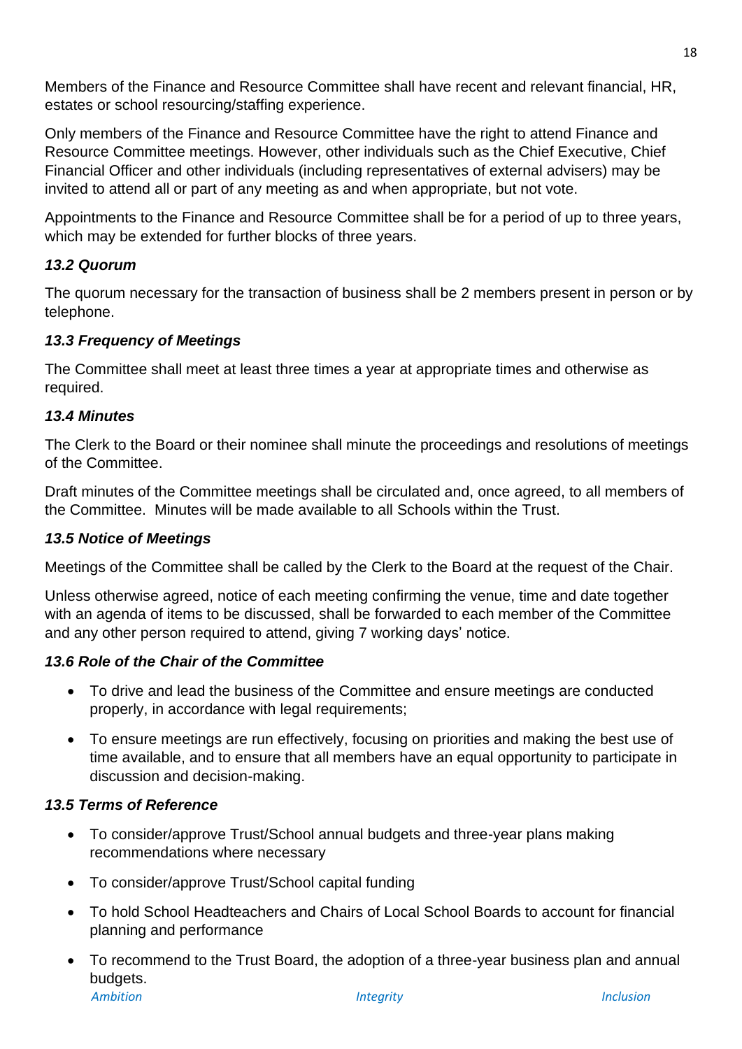Members of the Finance and Resource Committee shall have recent and relevant financial, HR, estates or school resourcing/staffing experience.

Only members of the Finance and Resource Committee have the right to attend Finance and Resource Committee meetings. However, other individuals such as the Chief Executive, Chief Financial Officer and other individuals (including representatives of external advisers) may be invited to attend all or part of any meeting as and when appropriate, but not vote.

Appointments to the Finance and Resource Committee shall be for a period of up to three years, which may be extended for further blocks of three years.

### *13.2 Quorum*

The quorum necessary for the transaction of business shall be 2 members present in person or by telephone.

### *13.3 Frequency of Meetings*

The Committee shall meet at least three times a year at appropriate times and otherwise as required.

### *13.4 Minutes*

The Clerk to the Board or their nominee shall minute the proceedings and resolutions of meetings of the Committee.

Draft minutes of the Committee meetings shall be circulated and, once agreed, to all members of the Committee. Minutes will be made available to all Schools within the Trust.

### *13.5 Notice of Meetings*

Meetings of the Committee shall be called by the Clerk to the Board at the request of the Chair.

Unless otherwise agreed, notice of each meeting confirming the venue, time and date together with an agenda of items to be discussed, shall be forwarded to each member of the Committee and any other person required to attend, giving 7 working days' notice.

### *13.6 Role of the Chair of the Committee*

- To drive and lead the business of the Committee and ensure meetings are conducted properly, in accordance with legal requirements;
- To ensure meetings are run effectively, focusing on priorities and making the best use of time available, and to ensure that all members have an equal opportunity to participate in discussion and decision-making.

### *13.5 Terms of Reference*

- To consider/approve Trust/School annual budgets and three-year plans making recommendations where necessary
- To consider/approve Trust/School capital funding
- To hold School Headteachers and Chairs of Local School Boards to account for financial planning and performance
- To recommend to the Trust Board, the adoption of a three-year business plan and annual budgets.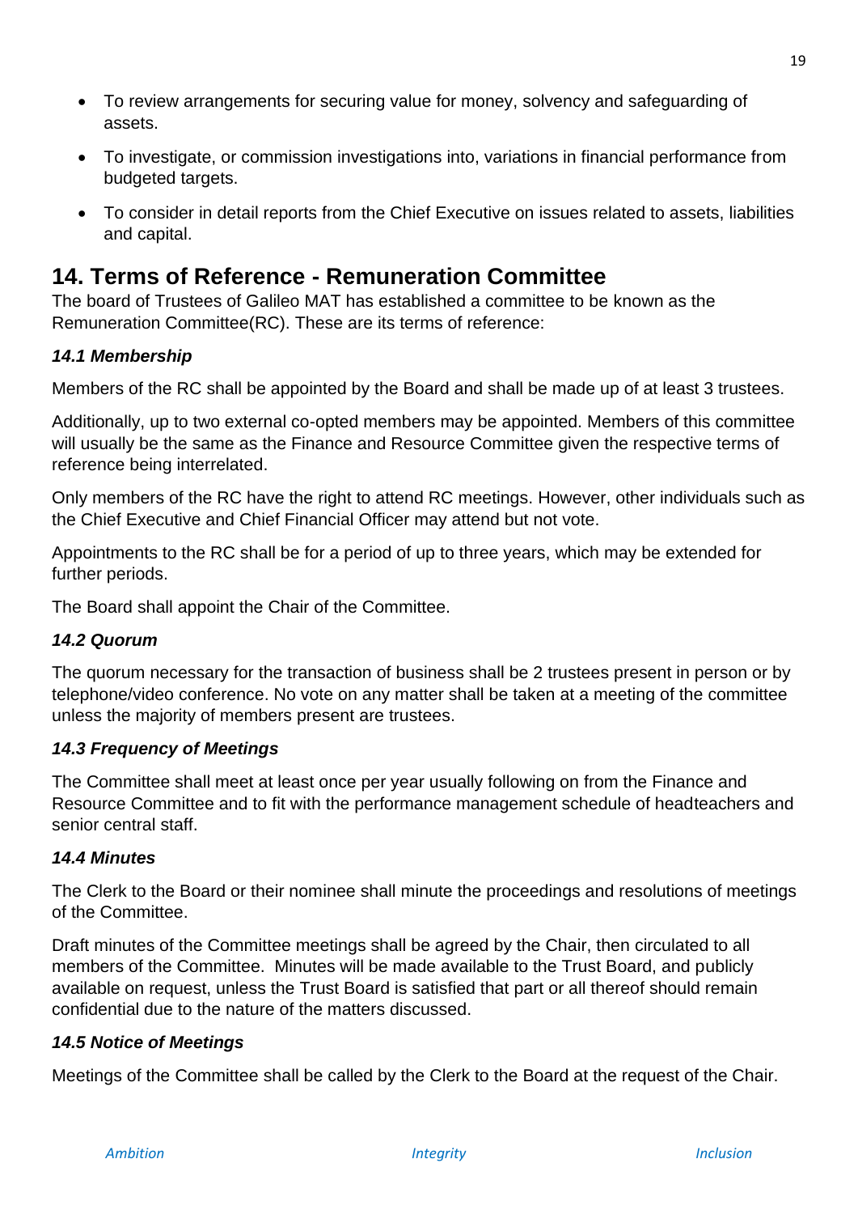- To review arrangements for securing value for money, solvency and safeguarding of assets.
- To investigate, or commission investigations into, variations in financial performance from budgeted targets.
- To consider in detail reports from the Chief Executive on issues related to assets, liabilities and capital.

## 14. Terms of Reference - Remuneration Committee

The board of Trustees of Galileo MAT has established a committee to be known as the Remuneration Committee(RC). These are its terms of reference:

### *14.1 Membership*

Members of the RC shall be appointed by the Board and shall be made up of at least 3 trustees.

Additionally, up to two external co-opted members may be appointed. Members of this committee will usually be the same as the Finance and Resource Committee given the respective terms of reference being interrelated.

Only members of the RC have the right to attend RC meetings. However, other individuals such as the Chief Executive and Chief Financial Officer may attend but not vote.

Appointments to the RC shall be for a period of up to three years, which may be extended for further periods.

The Board shall appoint the Chair of the Committee.

### *14.2 Quorum*

The quorum necessary for the transaction of business shall be 2 trustees present in person or by telephone/video conference. No vote on any matter shall be taken at a meeting of the committee unless the majority of members present are trustees.

### *14.3 Frequency of Meetings*

The Committee shall meet at least once per year usually following on from the Finance and Resource Committee and to fit with the performance management schedule of headteachers and senior central staff.

### *14.4 Minutes*

The Clerk to the Board or their nominee shall minute the proceedings and resolutions of meetings of the Committee.

Draft minutes of the Committee meetings shall be agreed by the Chair, then circulated to all members of the Committee. Minutes will be made available to the Trust Board, and publicly available on request, unless the Trust Board is satisfied that part or all thereof should remain confidential due to the nature of the matters discussed.

### *14.5 Notice of Meetings*

Meetings of the Committee shall be called by the Clerk to the Board at the request of the Chair.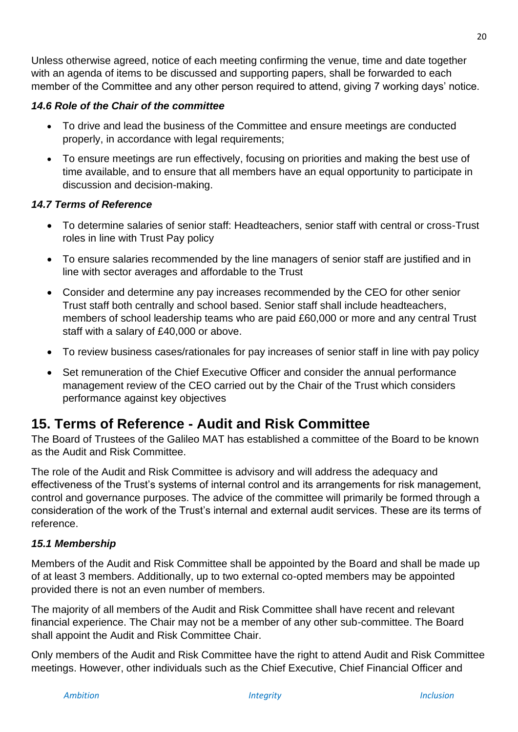Unless otherwise agreed, notice of each meeting confirming the venue, time and date together with an agenda of items to be discussed and supporting papers, shall be forwarded to each member of the Committee and any other person required to attend, giving 7 working days' notice.

### *14.6 Role of the Chair of the committee*

- To drive and lead the business of the Committee and ensure meetings are conducted properly, in accordance with legal requirements;
- To ensure meetings are run effectively, focusing on priorities and making the best use of time available, and to ensure that all members have an equal opportunity to participate in discussion and decision-making.

### *14.7 Terms of Reference*

- To determine salaries of senior staff: Headteachers, senior staff with central or cross-Trust roles in line with Trust Pay policy
- To ensure salaries recommended by the line managers of senior staff are justified and in line with sector averages and affordable to the Trust
- Consider and determine any pay increases recommended by the CEO for other senior Trust staff both centrally and school based. Senior staff shall include headteachers, members of school leadership teams who are paid £60,000 or more and any central Trust staff with a salary of £40,000 or above.
- To review business cases/rationales for pay increases of senior staff in line with pay policy
- Set remuneration of the Chief Executive Officer and consider the annual performance management review of the CEO carried out by the Chair of the Trust which considers performance against key objectives

## 15. Terms of Reference - Audit and Risk Committee

The Board of Trustees of the Galileo MAT has established a committee of the Board to be known as the Audit and Risk Committee.

The role of the Audit and Risk Committee is advisory and will address the adequacy and effectiveness of the Trust's systems of internal control and its arrangements for risk management, control and governance purposes. The advice of the committee will primarily be formed through a consideration of the work of the Trust's internal and external audit services. These are its terms of reference.

### *15.1 Membership*

Members of the Audit and Risk Committee shall be appointed by the Board and shall be made up of at least 3 members. Additionally, up to two external co-opted members may be appointed provided there is not an even number of members.

The majority of all members of the Audit and Risk Committee shall have recent and relevant financial experience. The Chair may not be a member of any other sub-committee. The Board shall appoint the Audit and Risk Committee Chair.

Only members of the Audit and Risk Committee have the right to attend Audit and Risk Committee meetings. However, other individuals such as the Chief Executive, Chief Financial Officer and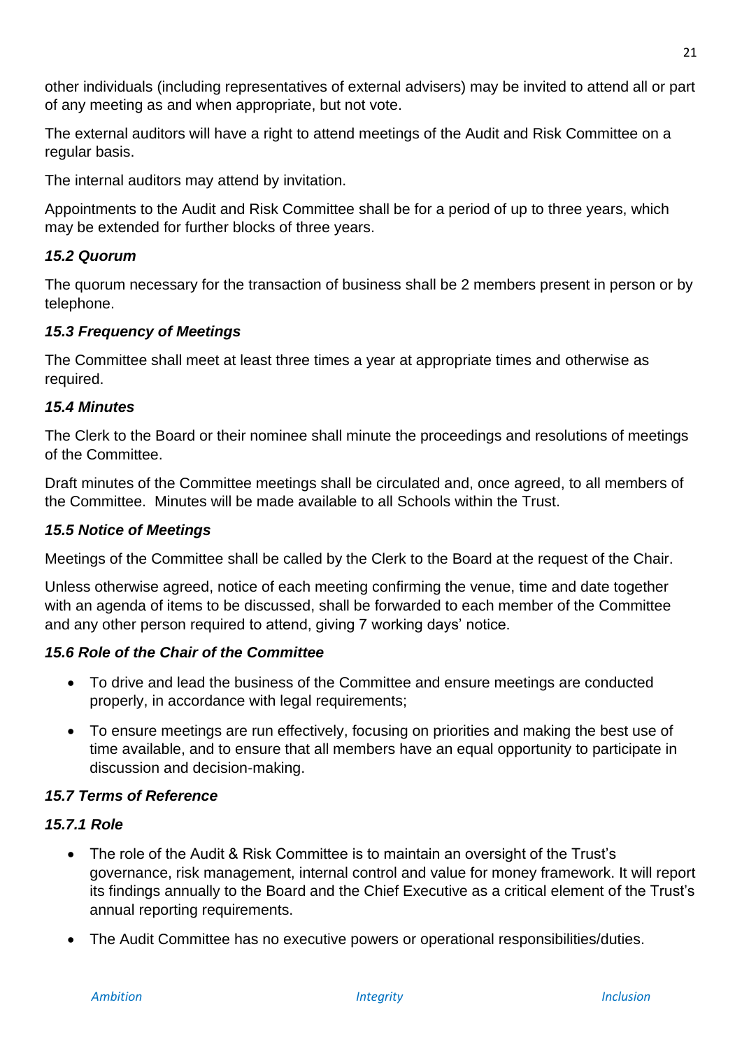other individuals (including representatives of external advisers) may be invited to attend all or part of any meeting as and when appropriate, but not vote.

The external auditors will have a right to attend meetings of the Audit and Risk Committee on a regular basis.

The internal auditors may attend by invitation.

Appointments to the Audit and Risk Committee shall be for a period of up to three years, which may be extended for further blocks of three years.

### *15.2 Quorum*

The quorum necessary for the transaction of business shall be 2 members present in person or by telephone.

### *15.3 Frequency of Meetings*

The Committee shall meet at least three times a year at appropriate times and otherwise as required.

### *15.4 Minutes*

The Clerk to the Board or their nominee shall minute the proceedings and resolutions of meetings of the Committee.

Draft minutes of the Committee meetings shall be circulated and, once agreed, to all members of the Committee. Minutes will be made available to all Schools within the Trust.

### *15.5 Notice of Meetings*

Meetings of the Committee shall be called by the Clerk to the Board at the request of the Chair.

Unless otherwise agreed, notice of each meeting confirming the venue, time and date together with an agenda of items to be discussed, shall be forwarded to each member of the Committee and any other person required to attend, giving 7 working days' notice.

### *15.6 Role of the Chair of the Committee*

- To drive and lead the business of the Committee and ensure meetings are conducted properly, in accordance with legal requirements;
- To ensure meetings are run effectively, focusing on priorities and making the best use of time available, and to ensure that all members have an equal opportunity to participate in discussion and decision-making.

### *15.7 Terms of Reference*

#### *15.7.1 Role*

- The role of the Audit & Risk Committee is to maintain an oversight of the Trust's governance, risk management, internal control and value for money framework. It will report its findings annually to the Board and the Chief Executive as a critical element of the Trust's annual reporting requirements.
- The Audit Committee has no executive powers or operational responsibilities/duties.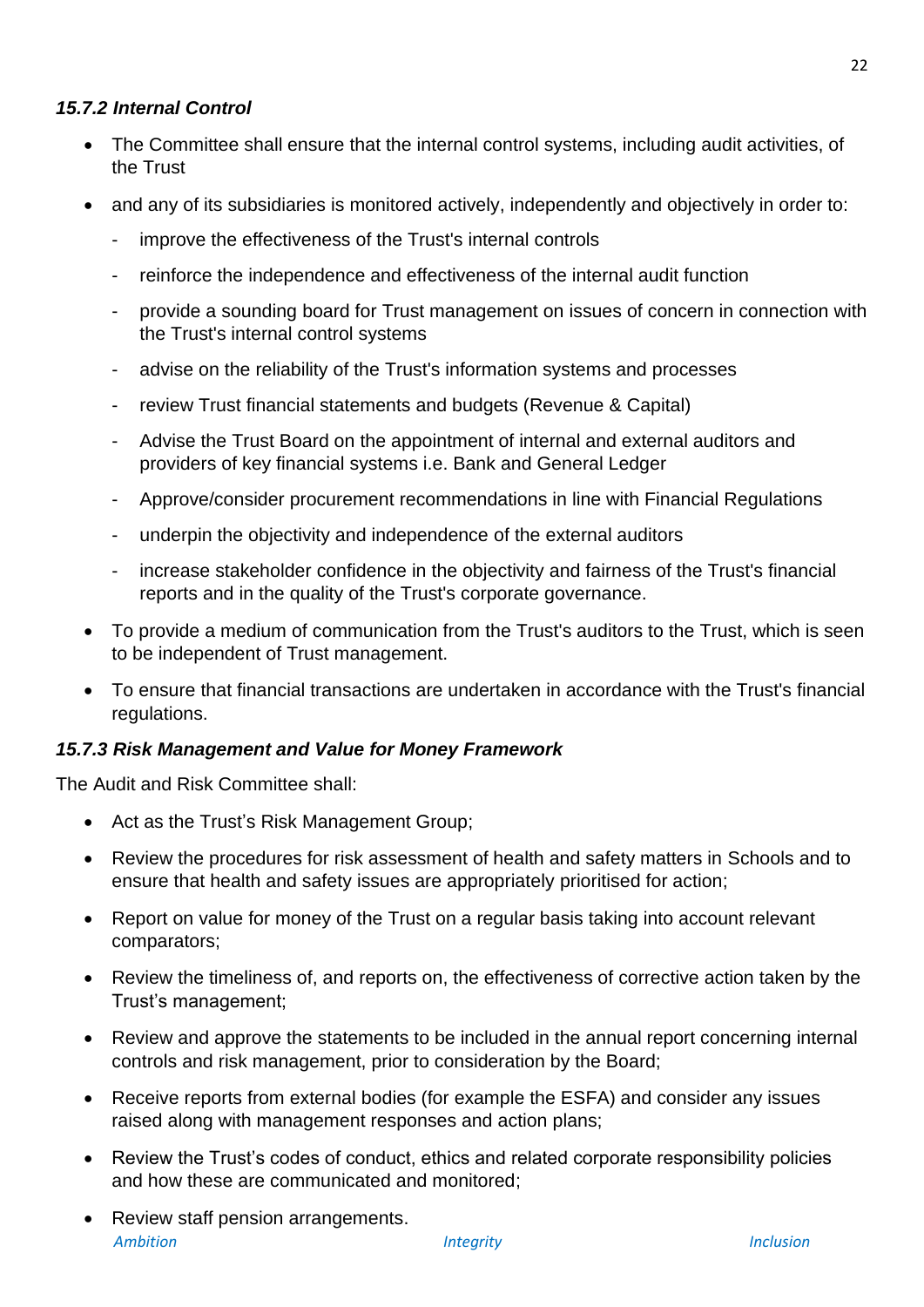#### *15.7.2 Internal Control*

- The Committee shall ensure that the internal control systems, including audit activities, of the Trust
- and any of its subsidiaries is monitored actively, independently and objectively in order to:
  - improve the effectiveness of the Trust's internal controls
  - reinforce the independence and effectiveness of the internal audit function
  - provide a sounding board for Trust management on issues of concern in connection with the Trust's internal control systems
  - advise on the reliability of the Trust's information systems and processes
  - review Trust financial statements and budgets (Revenue & Capital)
  - Advise the Trust Board on the appointment of internal and external auditors and providers of key financial systems i.e. Bank and General Ledger
  - Approve/consider procurement recommendations in line with Financial Regulations
  - underpin the objectivity and independence of the external auditors
  - increase stakeholder confidence in the objectivity and fairness of the Trust's financial reports and in the quality of the Trust's corporate governance.
- To provide a medium of communication from the Trust's auditors to the Trust, which is seen to be independent of Trust management.
- To ensure that financial transactions are undertaken in accordance with the Trust's financial regulations.

#### *15.7.3 Risk Management and Value for Money Framework*

The Audit and Risk Committee shall:

- Act as the Trust's Risk Management Group;
- Review the procedures for risk assessment of health and safety matters in Schools and to ensure that health and safety issues are appropriately prioritised for action;
- Report on value for money of the Trust on a regular basis taking into account relevant comparators;
- Review the timeliness of, and reports on, the effectiveness of corrective action taken by the Trust's management;
- Review and approve the statements to be included in the annual report concerning internal controls and risk management, prior to consideration by the Board;
- Receive reports from external bodies (for example the ESFA) and consider any issues raised along with management responses and action plans;
- Review the Trust's codes of conduct, ethics and related corporate responsibility policies and how these are communicated and monitored;
- Review staff pension arrangements.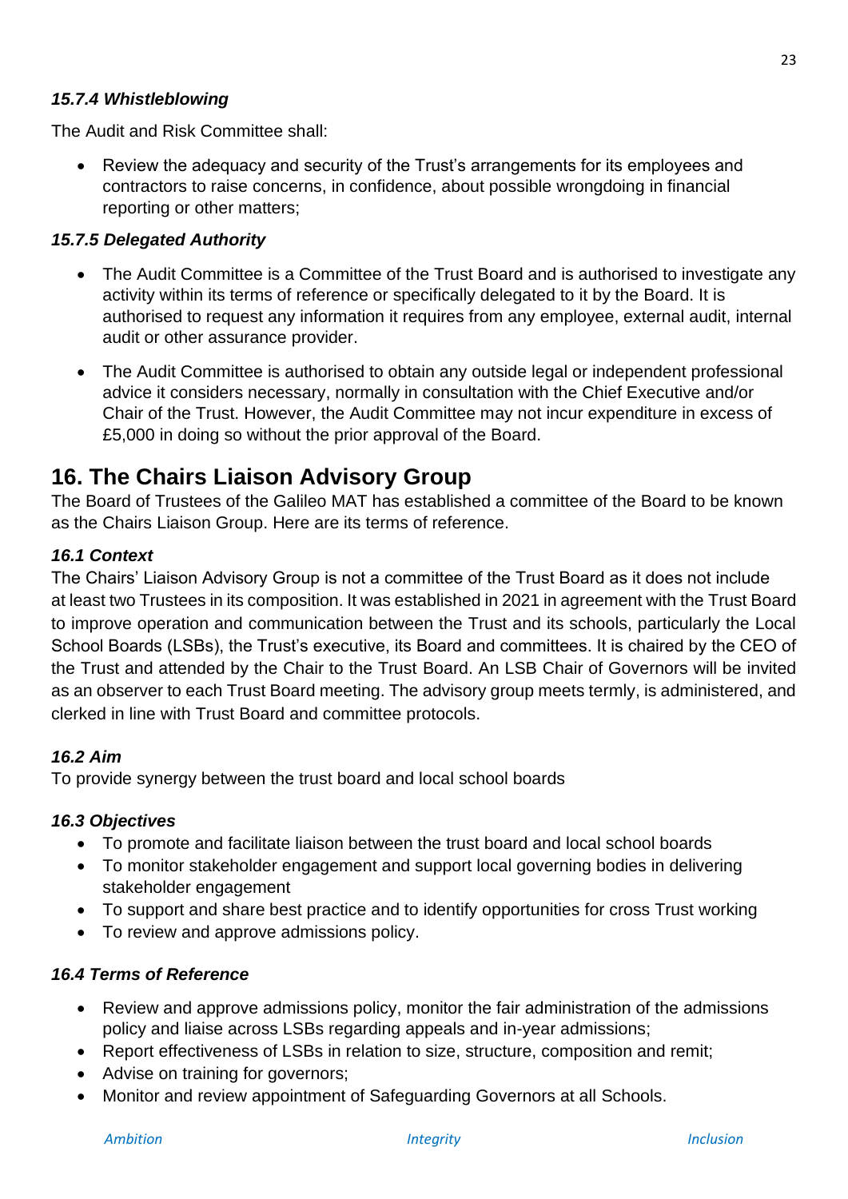#### *15.7.4 Whistleblowing*

The Audit and Risk Committee shall:

- Review the adequacy and security of the Trust's arrangements for its employees and contractors to raise concerns, in confidence, about possible wrongdoing in financial reporting or other matters;

#### *15.7.5 Delegated Authority*

- The Audit Committee is a Committee of the Trust Board and is authorised to investigate any activity within its terms of reference or specifically delegated to it by the Board. It is authorised to request any information it requires from any employee, external audit, internal audit or other assurance provider.
- The Audit Committee is authorised to obtain any outside legal or independent professional advice it considers necessary, normally in consultation with the Chief Executive and/or Chair of the Trust. However, the Audit Committee may not incur expenditure in excess of £5,000 in doing so without the prior approval of the Board.

## 16. The Chairs Liaison Advisory Group

The Board of Trustees of the Galileo MAT has established a committee of the Board to be known as the Chairs Liaison Group. Here are its terms of reference.

### *16.1 Context*

The Chairs' Liaison Advisory Group is not a committee of the Trust Board as it does not include at least two Trustees in its composition. It was established in 2021 in agreement with the Trust Board to improve operation and communication between the Trust and its schools, particularly the Local School Boards (LSBs), the Trust's executive, its Board and committees. It is chaired by the CEO of the Trust and attended by the Chair to the Trust Board. An LSB Chair of Governors will be invited as an observer to each Trust Board meeting. The advisory group meets termly, is administered, and clerked in line with Trust Board and committee protocols.

### *16.2 Aim*

To provide synergy between the trust board and local school boards

### *16.3 Objectives*

- To promote and facilitate liaison between the trust board and local school boards
- To monitor stakeholder engagement and support local governing bodies in delivering stakeholder engagement
- To support and share best practice and to identify opportunities for cross Trust working
- To review and approve admissions policy.

### *16.4 Terms of Reference*

- Review and approve admissions policy, monitor the fair administration of the admissions policy and liaise across LSBs regarding appeals and in-year admissions;
- Report effectiveness of LSBs in relation to size, structure, composition and remit;
- Advise on training for governors;
- Monitor and review appointment of Safeguarding Governors at all Schools.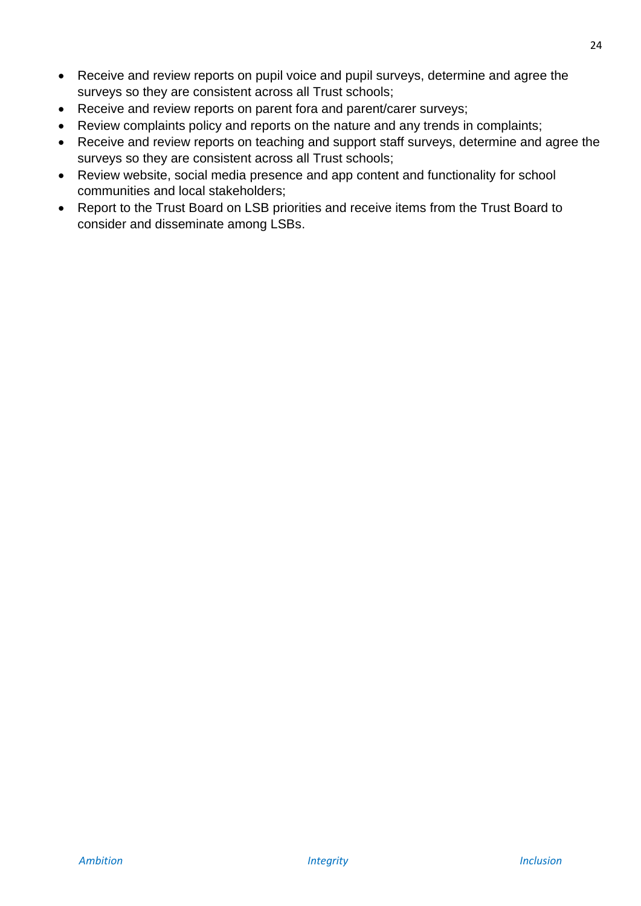- Receive and review reports on pupil voice and pupil surveys, determine and agree the surveys so they are consistent across all Trust schools;
- Receive and review reports on parent fora and parent/carer surveys;
- Review complaints policy and reports on the nature and any trends in complaints;
- Receive and review reports on teaching and support staff surveys, determine and agree the surveys so they are consistent across all Trust schools;
- Review website, social media presence and app content and functionality for school communities and local stakeholders;
- Report to the Trust Board on LSB priorities and receive items from the Trust Board to consider and disseminate among LSBs.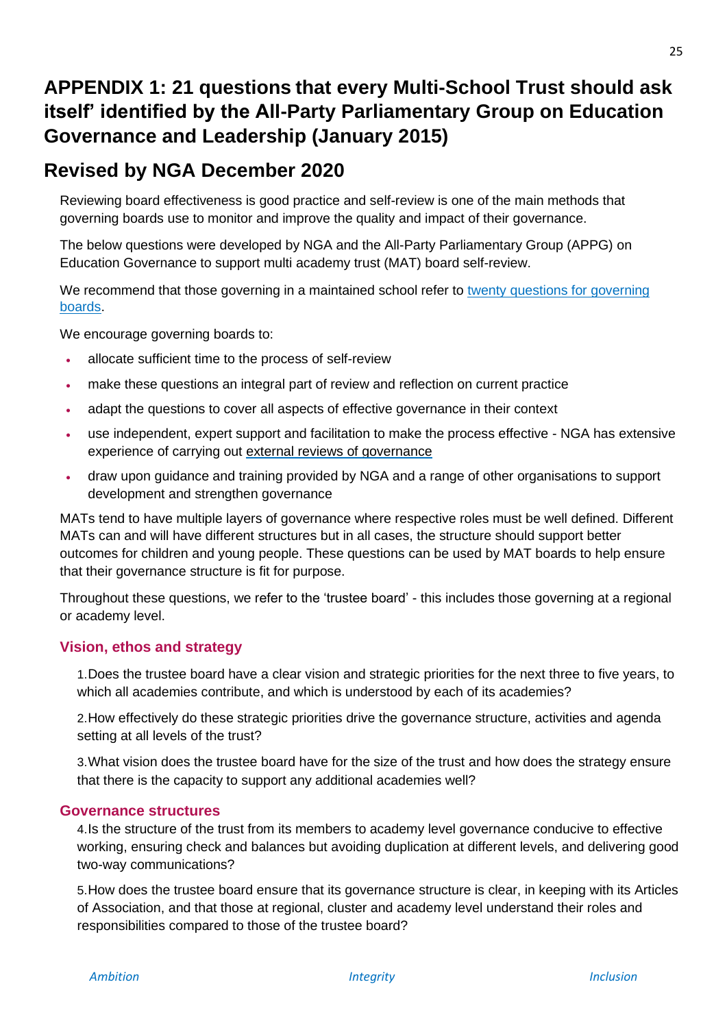# APPENDIX 1: 21 questions that every Multi-School Trust should ask itself' identified by the All-Party Parliamentary Group on Education Governance and Leadership (January 2015)

## Revised by NGA December 2020

Reviewing board effectiveness is good practice and self-review is one of the main methods that governing boards use to monitor and improve the quality and impact of their governance.

The below questions were developed by NGA and the All-Party Parliamentary Group (APPG) on Education Governance to support multi academy trust (MAT) board self-review.

We recommend that those governing in a maintained school refer to twenty questions for governing boards.

We encourage governing boards to:

- allocate sufficient time to the process of self-review
- make these questions an integral part of review and reflection on current practice
- adapt the questions to cover all aspects of effective governance in their context
- use independent, expert support and facilitation to make the process effective - NGA has extensive experience of carrying out external reviews of governance
- draw upon guidance and training provided by NGA and a range of other organisations to support development and strengthen governance

MATs tend to have multiple layers of governance where respective roles must be well defined. Different MATs can and will have different structures but in all cases, the structure should support better outcomes for children and young people. These questions can be used by MAT boards to help ensure that their governance structure is fit for purpose.

Throughout these questions, we refer to the 'trustee board' - this includes those governing at a regional or academy level.

### Vision, ethos and strategy

1. Does the trustee board have a clear vision and strategic priorities for the next three to five years, to which all academies contribute, and which is understood by each of its academies?

2. How effectively do these strategic priorities drive the governance structure, activities and agenda setting at all levels of the trust?

3. What vision does the trustee board have for the size of the trust and how does the strategy ensure that there is the capacity to support any additional academies well?

### Governance structures

4. Is the structure of the trust from its members to academy level governance conducive to effective working, ensuring check and balances but avoiding duplication at different levels, and delivering good two-way communications?

5. How does the trustee board ensure that its governance structure is clear, in keeping with its Articles of Association, and that those at regional, cluster and academy level understand their roles and responsibilities compared to those of the trustee board?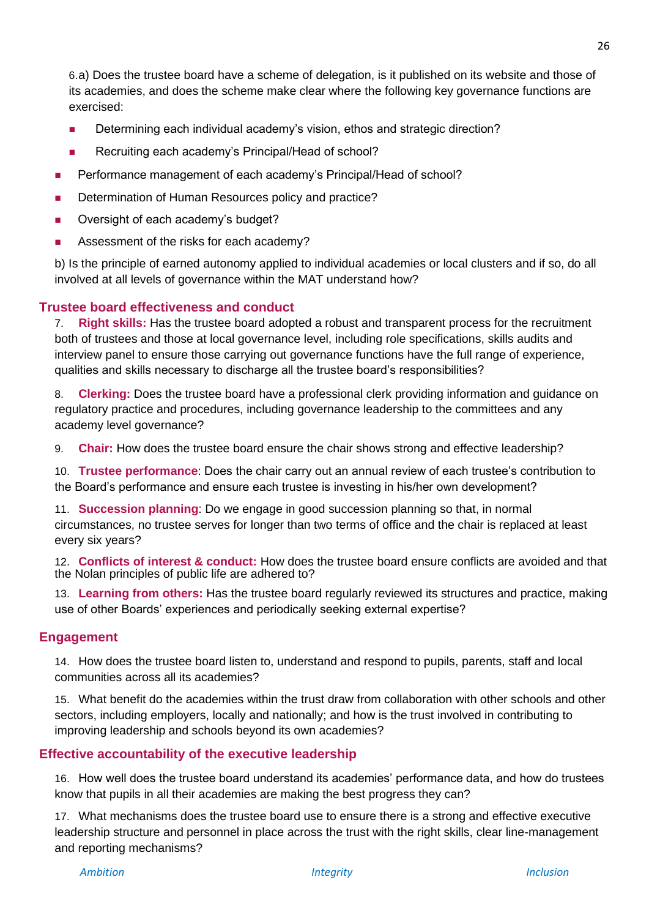6.a) Does the trustee board have a scheme of delegation, is it published on its website and those of its academies, and does the scheme make clear where the following key governance functions are exercised:

- Determining each individual academy's vision, ethos and strategic direction?
- Recruiting each academy's Principal/Head of school?
- Performance management of each academy's Principal/Head of school?
- Determination of Human Resources policy and practice?
- Oversight of each academy's budget?
- Assessment of the risks for each academy?

b) Is the principle of earned autonomy applied to individual academies or local clusters and if so, do all involved at all levels of governance within the MAT understand how?

## Trustee board effectiveness and conduct

7. **Right skills:** Has the trustee board adopted a robust and transparent process for the recruitment both of trustees and those at local governance level, including role specifications, skills audits and interview panel to ensure those carrying out governance functions have the full range of experience, qualities and skills necessary to discharge all the trustee board's responsibilities?

8. **Clerking:** Does the trustee board have a professional clerk providing information and guidance on regulatory practice and procedures, including governance leadership to the committees and any academy level governance?

9. **Chair:** How does the trustee board ensure the chair shows strong and effective leadership?

10. **Trustee performance**: Does the chair carry out an annual review of each trustee's contribution to the Board's performance and ensure each trustee is investing in his/her own development?

11. **Succession planning**: Do we engage in good succession planning so that, in normal circumstances, no trustee serves for longer than two terms of office and the chair is replaced at least every six years?

12. **Conflicts of interest & conduct:** How does the trustee board ensure conflicts are avoided and that the Nolan principles of public life are adhered to?

13. **Learning from others:** Has the trustee board regularly reviewed its structures and practice, making use of other Boards' experiences and periodically seeking external expertise?

## Engagement

14. How does the trustee board listen to, understand and respond to pupils, parents, staff and local communities across all its academies?

15. What benefit do the academies within the trust draw from collaboration with other schools and other sectors, including employers, locally and nationally; and how is the trust involved in contributing to improving leadership and schools beyond its own academies?

## Effective accountability of the executive leadership

16. How well does the trustee board understand its academies' performance data, and how do trustees know that pupils in all their academies are making the best progress they can?

17. What mechanisms does the trustee board use to ensure there is a strong and effective executive leadership structure and personnel in place across the trust with the right skills, clear line-management and reporting mechanisms?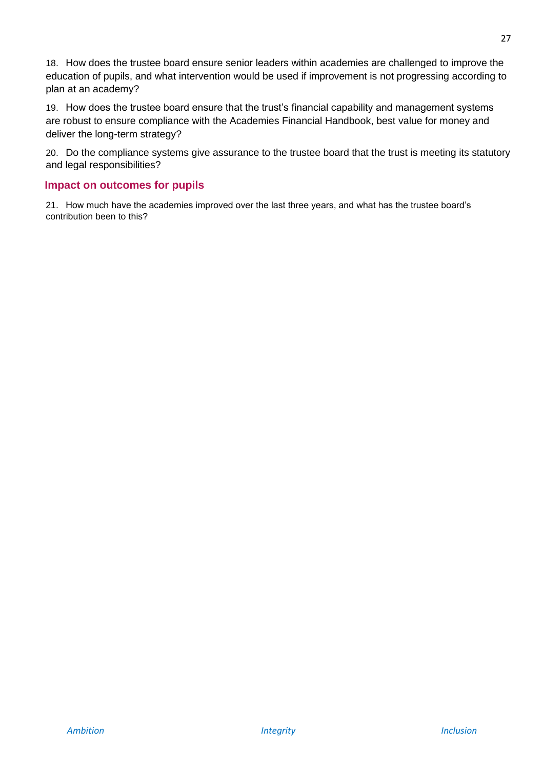18. How does the trustee board ensure senior leaders within academies are challenged to improve the education of pupils, and what intervention would be used if improvement is not progressing according to plan at an academy?

19. How does the trustee board ensure that the trust's financial capability and management systems are robust to ensure compliance with the Academies Financial Handbook, best value for money and deliver the long-term strategy?

20. Do the compliance systems give assurance to the trustee board that the trust is meeting its statutory and legal responsibilities?

### Impact on outcomes for pupils

21. How much have the academies improved over the last three years, and what has the trustee board's contribution been to this?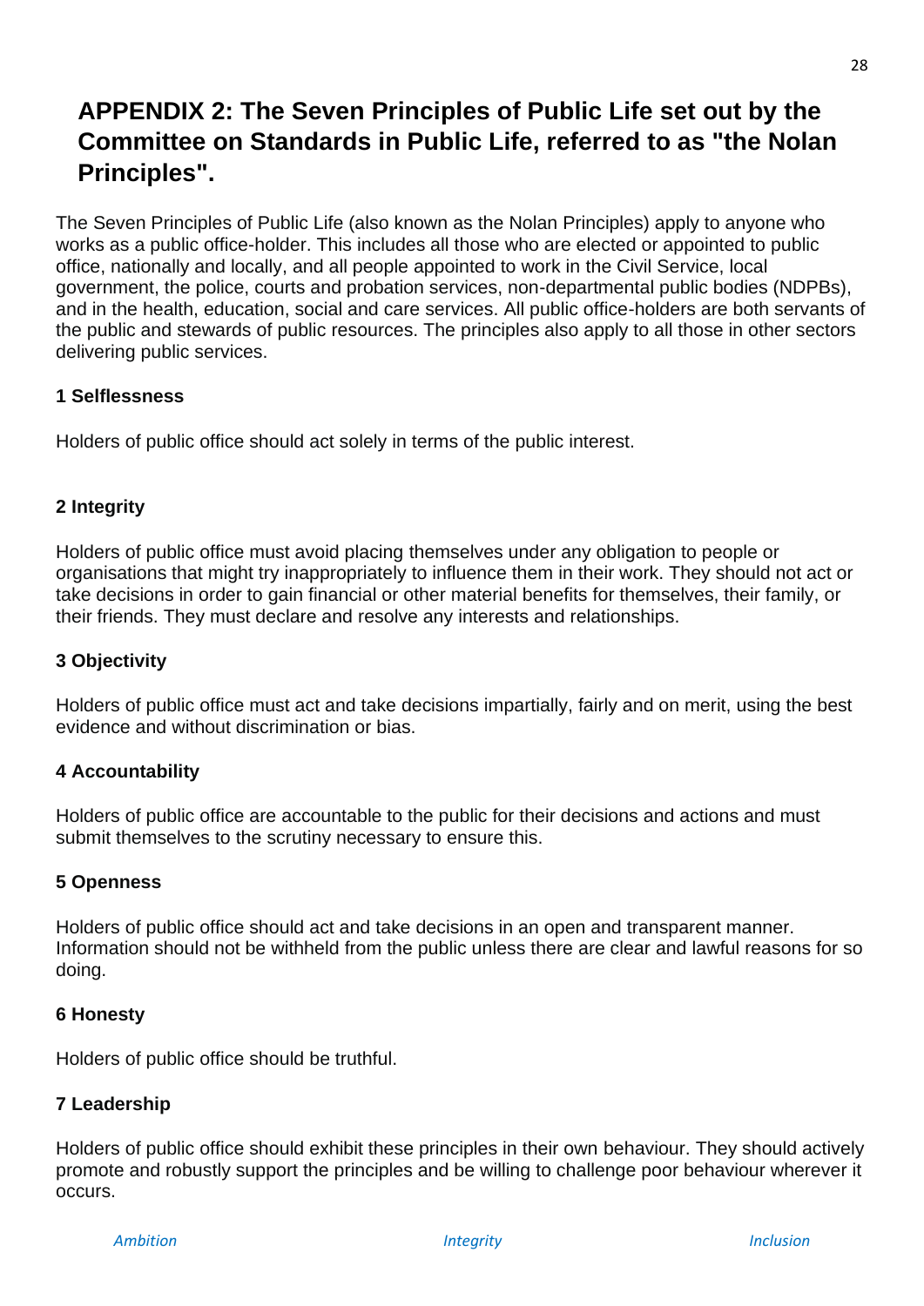# APPENDIX 2: The Seven Principles of Public Life set out by the Committee on Standards in Public Life, referred to as "the Nolan Principles".

The Seven Principles of Public Life (also known as the Nolan Principles) apply to anyone who works as a public office-holder. This includes all those who are elected or appointed to public office, nationally and locally, and all people appointed to work in the Civil Service, local government, the police, courts and probation services, non-departmental public bodies (NDPBs), and in the health, education, social and care services. All public office-holders are both servants of the public and stewards of public resources. The principles also apply to all those in other sectors delivering public services.

**1 Selflessness**

Holders of public office should act solely in terms of the public interest.

**2 Integrity**

Holders of public office must avoid placing themselves under any obligation to people or organisations that might try inappropriately to influence them in their work. They should not act or take decisions in order to gain financial or other material benefits for themselves, their family, or their friends. They must declare and resolve any interests and relationships.

**3 Objectivity**

Holders of public office must act and take decisions impartially, fairly and on merit, using the best evidence and without discrimination or bias.

**4 Accountability**

Holders of public office are accountable to the public for their decisions and actions and must submit themselves to the scrutiny necessary to ensure this.

**5 Openness**

Holders of public office should act and take decisions in an open and transparent manner. Information should not be withheld from the public unless there are clear and lawful reasons for so doing.

**6 Honesty**

Holders of public office should be truthful.

**7 Leadership**

Holders of public office should exhibit these principles in their own behaviour. They should actively promote and robustly support the principles and be willing to challenge poor behaviour wherever it occurs.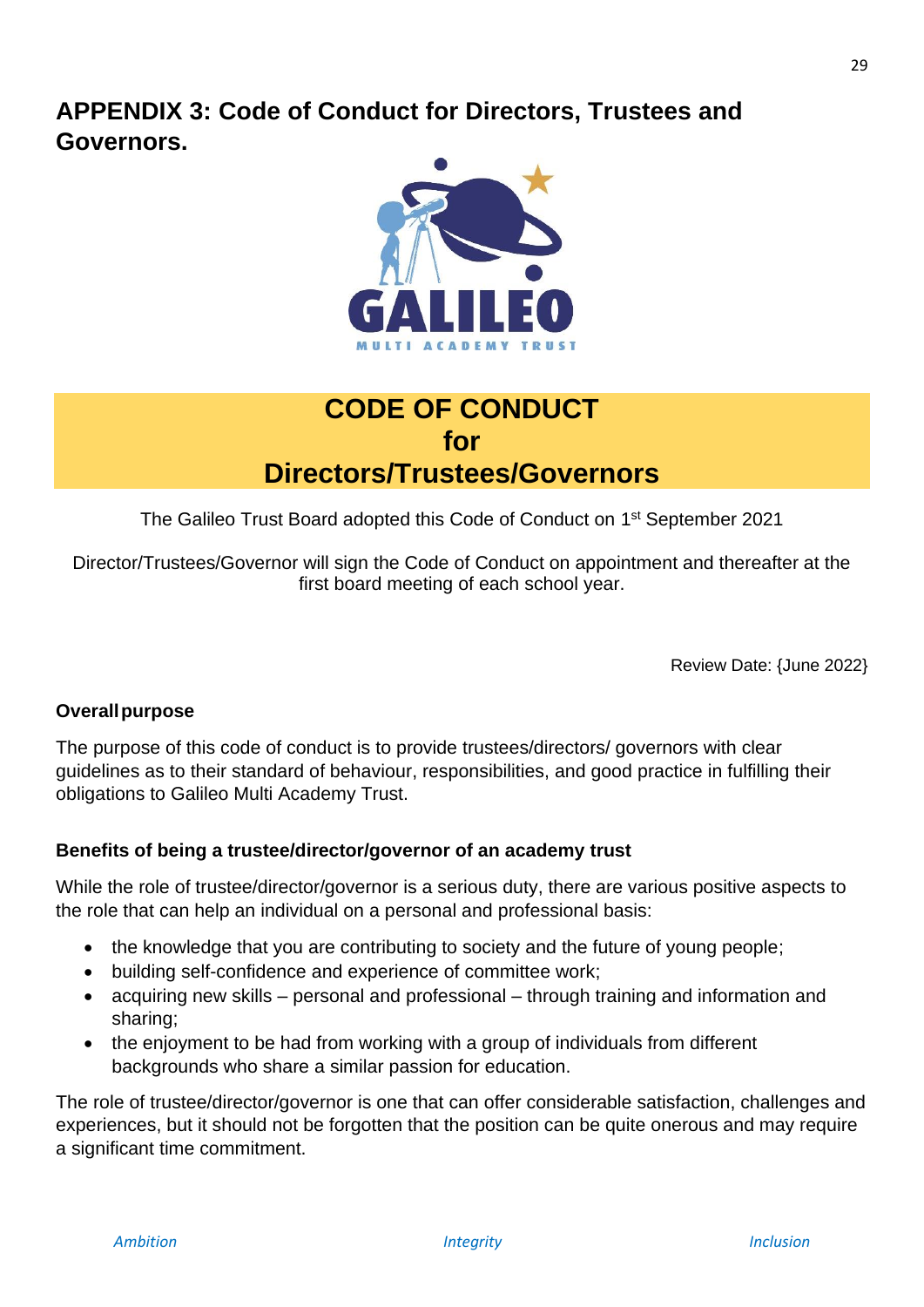# APPENDIX 3: Code of Conduct for Directors, Trustees and Governors.

GALILEO
MULTI ACADEMY TRUST

## CODE OF CONDUCT
## for
## Directors/Trustees/Governors

The Galileo Trust Board adopted this Code of Conduct on 1st September 2021

Director/Trustees/Governor will sign the Code of Conduct on appointment and thereafter at the first board meeting of each school year.

Review Date: {June 2022}

**Overall purpose**

The purpose of this code of conduct is to provide trustees/directors/ governors with clear guidelines as to their standard of behaviour, responsibilities, and good practice in fulfilling their obligations to Galileo Multi Academy Trust.

**Benefits of being a trustee/director/governor of an academy trust**

While the role of trustee/director/governor is a serious duty, there are various positive aspects to the role that can help an individual on a personal and professional basis:

- the knowledge that you are contributing to society and the future of young people;
- building self-confidence and experience of committee work;
- acquiring new skills – personal and professional – through training and information and sharing;
- the enjoyment to be had from working with a group of individuals from different backgrounds who share a similar passion for education.

The role of trustee/director/governor is one that can offer considerable satisfaction, challenges and experiences, but it should not be forgotten that the position can be quite onerous and may require a significant time commitment.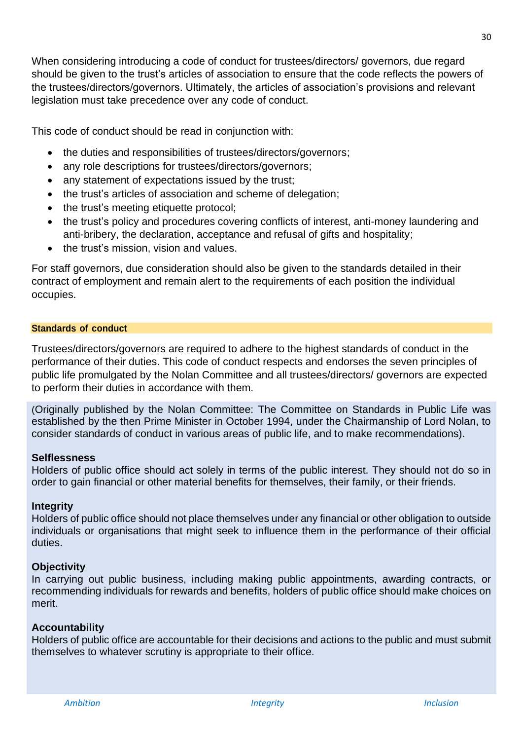When considering introducing a code of conduct for trustees/directors/ governors, due regard should be given to the trust's articles of association to ensure that the code reflects the powers of the trustees/directors/governors. Ultimately, the articles of association's provisions and relevant legislation must take precedence over any code of conduct.

This code of conduct should be read in conjunction with:

- the duties and responsibilities of trustees/directors/governors;
- any role descriptions for trustees/directors/governors;
- any statement of expectations issued by the trust;
- the trust's articles of association and scheme of delegation;
- the trust's meeting etiquette protocol;
- the trust's policy and procedures covering conflicts of interest, anti-money laundering and anti-bribery, the declaration, acceptance and refusal of gifts and hospitality;
- the trust's mission, vision and values.

For staff governors, due consideration should also be given to the standards detailed in their contract of employment and remain alert to the requirements of each position the individual occupies.

## Standards of conduct

Trustees/directors/governors are required to adhere to the highest standards of conduct in the performance of their duties. This code of conduct respects and endorses the seven principles of public life promulgated by the Nolan Committee and all trustees/directors/ governors are expected to perform their duties in accordance with them.

(Originally published by the Nolan Committee: The Committee on Standards in Public Life was established by the then Prime Minister in October 1994, under the Chairmanship of Lord Nolan, to consider standards of conduct in various areas of public life, and to make recommendations).

### Selflessness

Holders of public office should act solely in terms of the public interest. They should not do so in order to gain financial or other material benefits for themselves, their family, or their friends.

### Integrity

Holders of public office should not place themselves under any financial or other obligation to outside individuals or organisations that might seek to influence them in the performance of their official duties.

### Objectivity

In carrying out public business, including making public appointments, awarding contracts, or recommending individuals for rewards and benefits, holders of public office should make choices on merit.

### Accountability

Holders of public office are accountable for their decisions and actions to the public and must submit themselves to whatever scrutiny is appropriate to their office.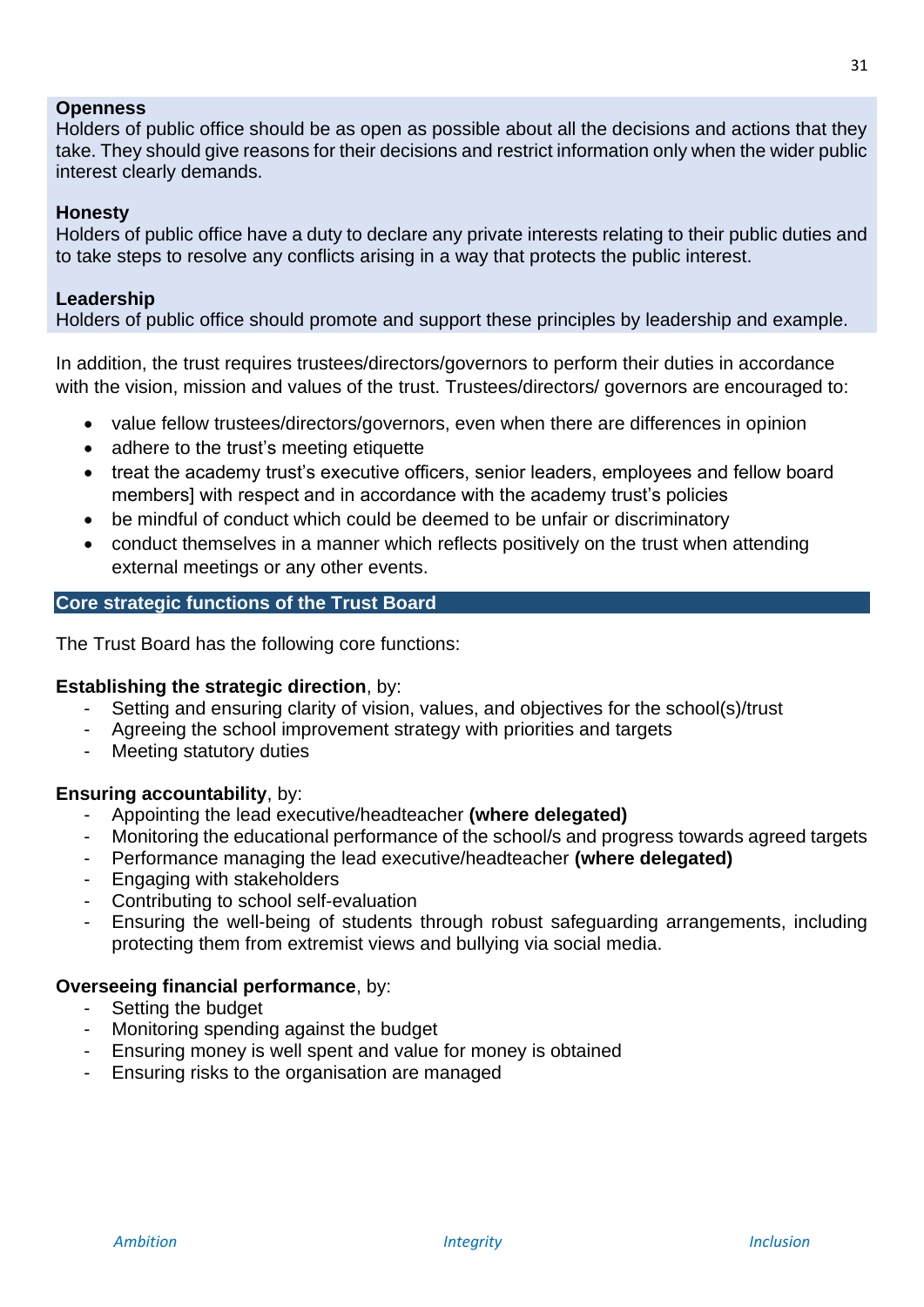**Openness**
Holders of public office should be as open as possible about all the decisions and actions that they take. They should give reasons for their decisions and restrict information only when the wider public interest clearly demands.

**Honesty**
Holders of public office have a duty to declare any private interests relating to their public duties and to take steps to resolve any conflicts arising in a way that protects the public interest.

**Leadership**
Holders of public office should promote and support these principles by leadership and example.

In addition, the trust requires trustees/directors/governors to perform their duties in accordance with the vision, mission and values of the trust. Trustees/directors/ governors are encouraged to:

- value fellow trustees/directors/governors, even when there are differences in opinion
- adhere to the trust's meeting etiquette
- treat the academy trust's executive officers, senior leaders, employees and fellow board members] with respect and in accordance with the academy trust's policies
- be mindful of conduct which could be deemed to be unfair or discriminatory
- conduct themselves in a manner which reflects positively on the trust when attending external meetings or any other events.

## Core strategic functions of the Trust Board

The Trust Board has the following core functions:

**Establishing the strategic direction**, by:
- Setting and ensuring clarity of vision, values, and objectives for the school(s)/trust
- Agreeing the school improvement strategy with priorities and targets
- Meeting statutory duties

**Ensuring accountability**, by:
- Appointing the lead executive/headteacher **(where delegated)**
- Monitoring the educational performance of the school/s and progress towards agreed targets
- Performance managing the lead executive/headteacher **(where delegated)**
- Engaging with stakeholders
- Contributing to school self-evaluation
- Ensuring the well-being of students through robust safeguarding arrangements, including protecting them from extremist views and bullying via social media.

**Overseeing financial performance**, by:
- Setting the budget
- Monitoring spending against the budget
- Ensuring money is well spent and value for money is obtained
- Ensuring risks to the organisation are managed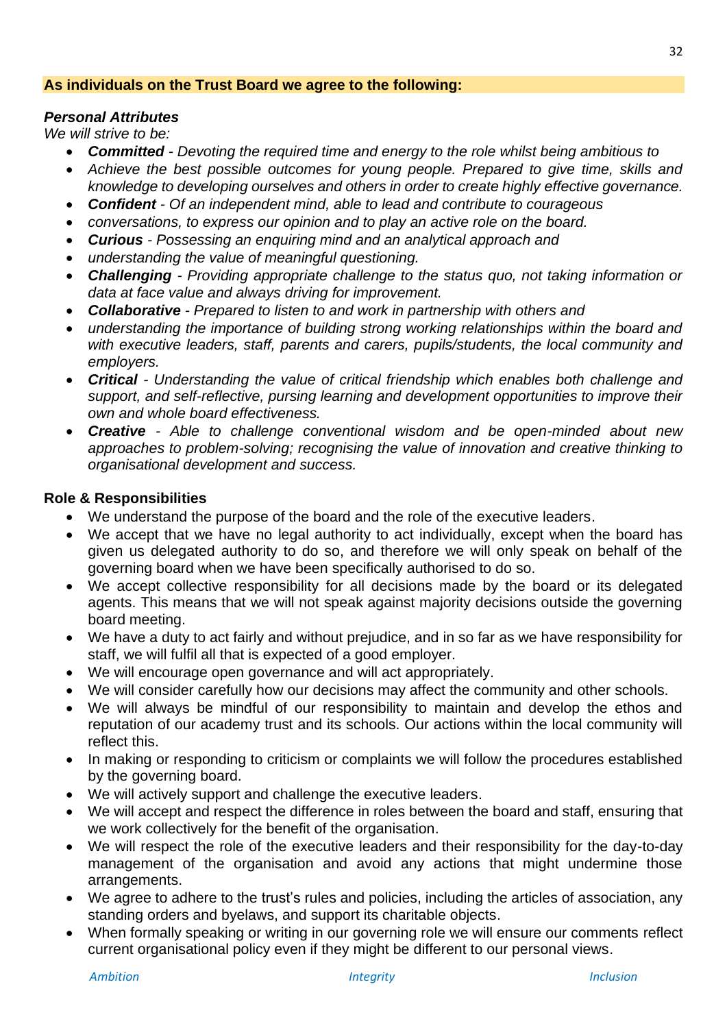**As individuals on the Trust Board we agree to the following:**

***Personal Attributes***

*We will strive to be:*

- ***Committed*** *- Devoting the required time and energy to the role whilst being ambitious to*
- *Achieve the best possible outcomes for young people. Prepared to give time, skills and knowledge to developing ourselves and others in order to create highly effective governance.*
- ***Confident*** *- Of an independent mind, able to lead and contribute to courageous*
- *conversations, to express our opinion and to play an active role on the board.*
- ***Curious*** *- Possessing an enquiring mind and an analytical approach and*
- *understanding the value of meaningful questioning.*
- ***Challenging*** *- Providing appropriate challenge to the status quo, not taking information or data at face value and always driving for improvement.*
- ***Collaborative*** *- Prepared to listen to and work in partnership with others and*
- *understanding the importance of building strong working relationships within the board and with executive leaders, staff, parents and carers, pupils/students, the local community and employers.*
- ***Critical*** *- Understanding the value of critical friendship which enables both challenge and support, and self-reflective, pursing learning and development opportunities to improve their own and whole board effectiveness.*
- ***Creative*** *- Able to challenge conventional wisdom and be open-minded about new approaches to problem-solving; recognising the value of innovation and creative thinking to organisational development and success.*

**Role & Responsibilities**

- We understand the purpose of the board and the role of the executive leaders.
- We accept that we have no legal authority to act individually, except when the board has given us delegated authority to do so, and therefore we will only speak on behalf of the governing board when we have been specifically authorised to do so.
- We accept collective responsibility for all decisions made by the board or its delegated agents. This means that we will not speak against majority decisions outside the governing board meeting.
- We have a duty to act fairly and without prejudice, and in so far as we have responsibility for staff, we will fulfil all that is expected of a good employer.
- We will encourage open governance and will act appropriately.
- We will consider carefully how our decisions may affect the community and other schools.
- We will always be mindful of our responsibility to maintain and develop the ethos and reputation of our academy trust and its schools. Our actions within the local community will reflect this.
- In making or responding to criticism or complaints we will follow the procedures established by the governing board.
- We will actively support and challenge the executive leaders.
- We will accept and respect the difference in roles between the board and staff, ensuring that we work collectively for the benefit of the organisation.
- We will respect the role of the executive leaders and their responsibility for the day-to-day management of the organisation and avoid any actions that might undermine those arrangements.
- We agree to adhere to the trust's rules and policies, including the articles of association, any standing orders and byelaws, and support its charitable objects.
- When formally speaking or writing in our governing role we will ensure our comments reflect current organisational policy even if they might be different to our personal views.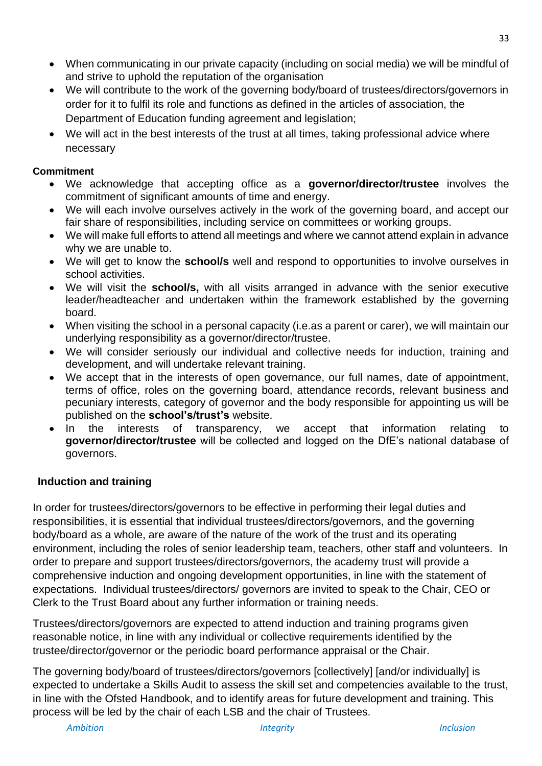- When communicating in our private capacity (including on social media) we will be mindful of and strive to uphold the reputation of the organisation
- We will contribute to the work of the governing body/board of trustees/directors/governors in order for it to fulfil its role and functions as defined in the articles of association, the Department of Education funding agreement and legislation;
- We will act in the best interests of the trust at all times, taking professional advice where necessary

**Commitment**

- We acknowledge that accepting office as a **governor/director/trustee** involves the commitment of significant amounts of time and energy.
- We will each involve ourselves actively in the work of the governing board, and accept our fair share of responsibilities, including service on committees or working groups.
- We will make full efforts to attend all meetings and where we cannot attend explain in advance why we are unable to.
- We will get to know the **school/s** well and respond to opportunities to involve ourselves in school activities.
- We will visit the **school/s,** with all visits arranged in advance with the senior executive leader/headteacher and undertaken within the framework established by the governing board.
- When visiting the school in a personal capacity (i.e.as a parent or carer), we will maintain our underlying responsibility as a governor/director/trustee.
- We will consider seriously our individual and collective needs for induction, training and development, and will undertake relevant training.
- We accept that in the interests of open governance, our full names, date of appointment, terms of office, roles on the governing board, attendance records, relevant business and pecuniary interests, category of governor and the body responsible for appointing us will be published on the **school's/trust's** website.
- In the interests of transparency, we accept that information relating to **governor/director/trustee** will be collected and logged on the DfE's national database of governors.

## Induction and training

In order for trustees/directors/governors to be effective in performing their legal duties and responsibilities, it is essential that individual trustees/directors/governors, and the governing body/board as a whole, are aware of the nature of the work of the trust and its operating environment, including the roles of senior leadership team, teachers, other staff and volunteers. In order to prepare and support trustees/directors/governors, the academy trust will provide a comprehensive induction and ongoing development opportunities, in line with the statement of expectations. Individual trustees/directors/ governors are invited to speak to the Chair, CEO or Clerk to the Trust Board about any further information or training needs.

Trustees/directors/governors are expected to attend induction and training programs given reasonable notice, in line with any individual or collective requirements identified by the trustee/director/governor or the periodic board performance appraisal or the Chair.

The governing body/board of trustees/directors/governors [collectively] [and/or individually] is expected to undertake a Skills Audit to assess the skill set and competencies available to the trust, in line with the Ofsted Handbook, and to identify areas for future development and training. This process will be led by the chair of each LSB and the chair of Trustees.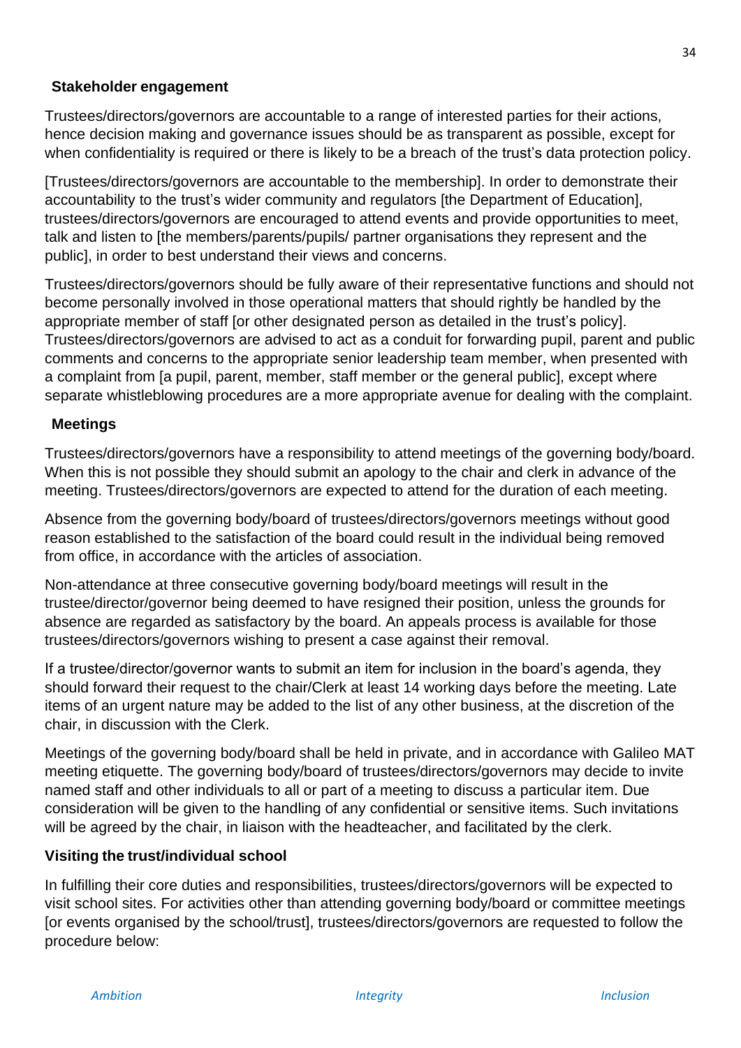## Stakeholder engagement

Trustees/directors/governors are accountable to a range of interested parties for their actions, hence decision making and governance issues should be as transparent as possible, except for when confidentiality is required or there is likely to be a breach of the trust's data protection policy.

[Trustees/directors/governors are accountable to the membership]. In order to demonstrate their accountability to the trust's wider community and regulators [the Department of Education], trustees/directors/governors are encouraged to attend events and provide opportunities to meet, talk and listen to [the members/parents/pupils/ partner organisations they represent and the public], in order to best understand their views and concerns.

Trustees/directors/governors should be fully aware of their representative functions and should not become personally involved in those operational matters that should rightly be handled by the appropriate member of staff [or other designated person as detailed in the trust's policy]. Trustees/directors/governors are advised to act as a conduit for forwarding pupil, parent and public comments and concerns to the appropriate senior leadership team member, when presented with a complaint from [a pupil, parent, member, staff member or the general public], except where separate whistleblowing procedures are a more appropriate avenue for dealing with the complaint.

## Meetings

Trustees/directors/governors have a responsibility to attend meetings of the governing body/board. When this is not possible they should submit an apology to the chair and clerk in advance of the meeting. Trustees/directors/governors are expected to attend for the duration of each meeting.

Absence from the governing body/board of trustees/directors/governors meetings without good reason established to the satisfaction of the board could result in the individual being removed from office, in accordance with the articles of association.

Non-attendance at three consecutive governing body/board meetings will result in the trustee/director/governor being deemed to have resigned their position, unless the grounds for absence are regarded as satisfactory by the board. An appeals process is available for those trustees/directors/governors wishing to present a case against their removal.

If a trustee/director/governor wants to submit an item for inclusion in the board's agenda, they should forward their request to the chair/Clerk at least 14 working days before the meeting. Late items of an urgent nature may be added to the list of any other business, at the discretion of the chair, in discussion with the Clerk.

Meetings of the governing body/board shall be held in private, and in accordance with Galileo MAT meeting etiquette. The governing body/board of trustees/directors/governors may decide to invite named staff and other individuals to all or part of a meeting to discuss a particular item. Due consideration will be given to the handling of any confidential or sensitive items. Such invitations will be agreed by the chair, in liaison with the headteacher, and facilitated by the clerk.

## Visiting the trust/individual school

In fulfilling their core duties and responsibilities, trustees/directors/governors will be expected to visit school sites. For activities other than attending governing body/board or committee meetings [or events organised by the school/trust], trustees/directors/governors are requested to follow the procedure below: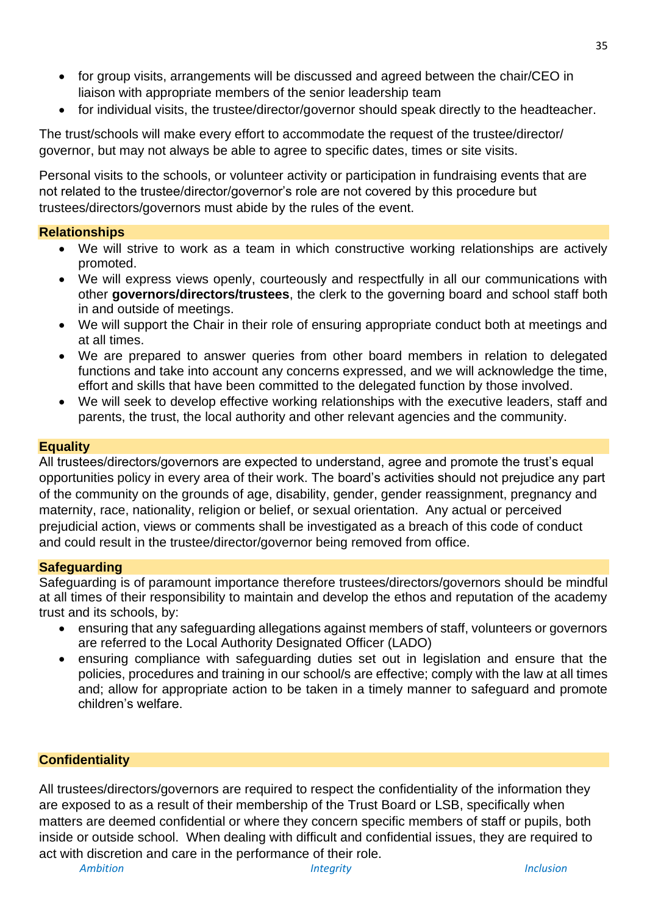- for group visits, arrangements will be discussed and agreed between the chair/CEO in liaison with appropriate members of the senior leadership team
- for individual visits, the trustee/director/governor should speak directly to the headteacher.

The trust/schools will make every effort to accommodate the request of the trustee/director/governor, but may not always be able to agree to specific dates, times or site visits.

Personal visits to the schools, or volunteer activity or participation in fundraising events that are not related to the trustee/director/governor's role are not covered by this procedure but trustees/directors/governors must abide by the rules of the event.

### Relationships

- We will strive to work as a team in which constructive working relationships are actively promoted.
- We will express views openly, courteously and respectfully in all our communications with other **governors/directors/trustees**, the clerk to the governing board and school staff both in and outside of meetings.
- We will support the Chair in their role of ensuring appropriate conduct both at meetings and at all times.
- We are prepared to answer queries from other board members in relation to delegated functions and take into account any concerns expressed, and we will acknowledge the time, effort and skills that have been committed to the delegated function by those involved.
- We will seek to develop effective working relationships with the executive leaders, staff and parents, the trust, the local authority and other relevant agencies and the community.

### Equality

All trustees/directors/governors are expected to understand, agree and promote the trust's equal opportunities policy in every area of their work. The board's activities should not prejudice any part of the community on the grounds of age, disability, gender, gender reassignment, pregnancy and maternity, race, nationality, religion or belief, or sexual orientation. Any actual or perceived prejudicial action, views or comments shall be investigated as a breach of this code of conduct and could result in the trustee/director/governor being removed from office.

### Safeguarding

Safeguarding is of paramount importance therefore trustees/directors/governors should be mindful at all times of their responsibility to maintain and develop the ethos and reputation of the academy trust and its schools, by:

- ensuring that any safeguarding allegations against members of staff, volunteers or governors are referred to the Local Authority Designated Officer (LADO)
- ensuring compliance with safeguarding duties set out in legislation and ensure that the policies, procedures and training in our school/s are effective; comply with the law at all times and; allow for appropriate action to be taken in a timely manner to safeguard and promote children's welfare.

### Confidentiality

All trustees/directors/governors are required to respect the confidentiality of the information they are exposed to as a result of their membership of the Trust Board or LSB, specifically when matters are deemed confidential or where they concern specific members of staff or pupils, both inside or outside school. When dealing with difficult and confidential issues, they are required to act with discretion and care in the performance of their role.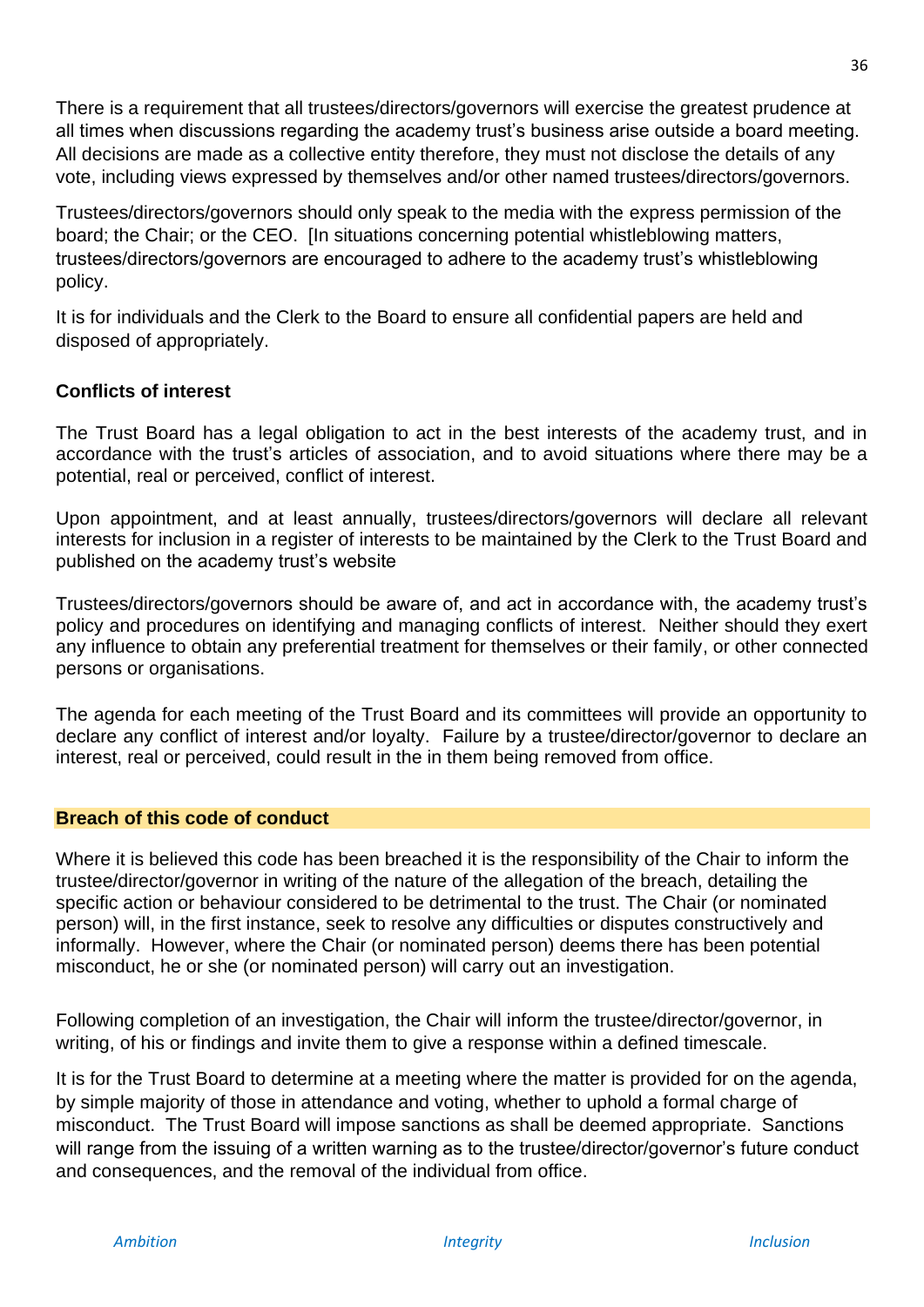There is a requirement that all trustees/directors/governors will exercise the greatest prudence at all times when discussions regarding the academy trust's business arise outside a board meeting. All decisions are made as a collective entity therefore, they must not disclose the details of any vote, including views expressed by themselves and/or other named trustees/directors/governors.

Trustees/directors/governors should only speak to the media with the express permission of the board; the Chair; or the CEO. [In situations concerning potential whistleblowing matters, trustees/directors/governors are encouraged to adhere to the academy trust's whistleblowing policy.

It is for individuals and the Clerk to the Board to ensure all confidential papers are held and disposed of appropriately.

**Conflicts of interest**

The Trust Board has a legal obligation to act in the best interests of the academy trust, and in accordance with the trust's articles of association, and to avoid situations where there may be a potential, real or perceived, conflict of interest.

Upon appointment, and at least annually, trustees/directors/governors will declare all relevant interests for inclusion in a register of interests to be maintained by the Clerk to the Trust Board and published on the academy trust's website

Trustees/directors/governors should be aware of, and act in accordance with, the academy trust's policy and procedures on identifying and managing conflicts of interest. Neither should they exert any influence to obtain any preferential treatment for themselves or their family, or other connected persons or organisations.

The agenda for each meeting of the Trust Board and its committees will provide an opportunity to declare any conflict of interest and/or loyalty. Failure by a trustee/director/governor to declare an interest, real or perceived, could result in the in them being removed from office.

**Breach of this code of conduct**

Where it is believed this code has been breached it is the responsibility of the Chair to inform the trustee/director/governor in writing of the nature of the allegation of the breach, detailing the specific action or behaviour considered to be detrimental to the trust. The Chair (or nominated person) will, in the first instance, seek to resolve any difficulties or disputes constructively and informally. However, where the Chair (or nominated person) deems there has been potential misconduct, he or she (or nominated person) will carry out an investigation.

Following completion of an investigation, the Chair will inform the trustee/director/governor, in writing, of his or findings and invite them to give a response within a defined timescale.

It is for the Trust Board to determine at a meeting where the matter is provided for on the agenda, by simple majority of those in attendance and voting, whether to uphold a formal charge of misconduct. The Trust Board will impose sanctions as shall be deemed appropriate. Sanctions will range from the issuing of a written warning as to the trustee/director/governor's future conduct and consequences, and the removal of the individual from office.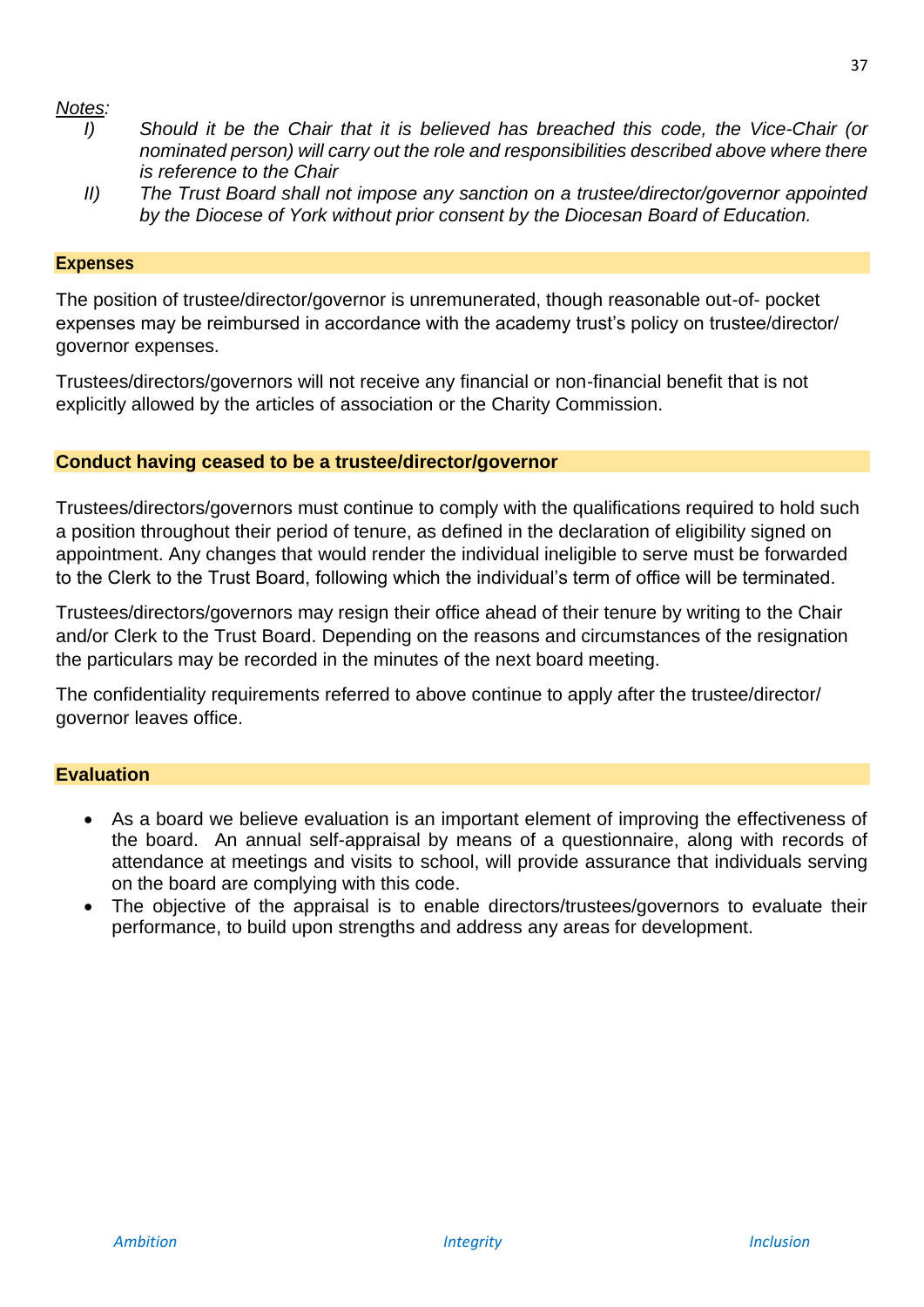*Notes:*

*I) Should it be the Chair that it is believed has breached this code, the Vice-Chair (or nominated person) will carry out the role and responsibilities described above where there is reference to the Chair*

*II) The Trust Board shall not impose any sanction on a trustee/director/governor appointed by the Diocese of York without prior consent by the Diocesan Board of Education.*

## Expenses

The position of trustee/director/governor is unremunerated, though reasonable out-of- pocket expenses may be reimbursed in accordance with the academy trust's policy on trustee/director/ governor expenses.

Trustees/directors/governors will not receive any financial or non-financial benefit that is not explicitly allowed by the articles of association or the Charity Commission.

## Conduct having ceased to be a trustee/director/governor

Trustees/directors/governors must continue to comply with the qualifications required to hold such a position throughout their period of tenure, as defined in the declaration of eligibility signed on appointment. Any changes that would render the individual ineligible to serve must be forwarded to the Clerk to the Trust Board, following which the individual's term of office will be terminated.

Trustees/directors/governors may resign their office ahead of their tenure by writing to the Chair and/or Clerk to the Trust Board. Depending on the reasons and circumstances of the resignation the particulars may be recorded in the minutes of the next board meeting.

The confidentiality requirements referred to above continue to apply after the trustee/director/ governor leaves office.

## Evaluation

- As a board we believe evaluation is an important element of improving the effectiveness of the board. An annual self-appraisal by means of a questionnaire, along with records of attendance at meetings and visits to school, will provide assurance that individuals serving on the board are complying with this code.
- The objective of the appraisal is to enable directors/trustees/governors to evaluate their performance, to build upon strengths and address any areas for development.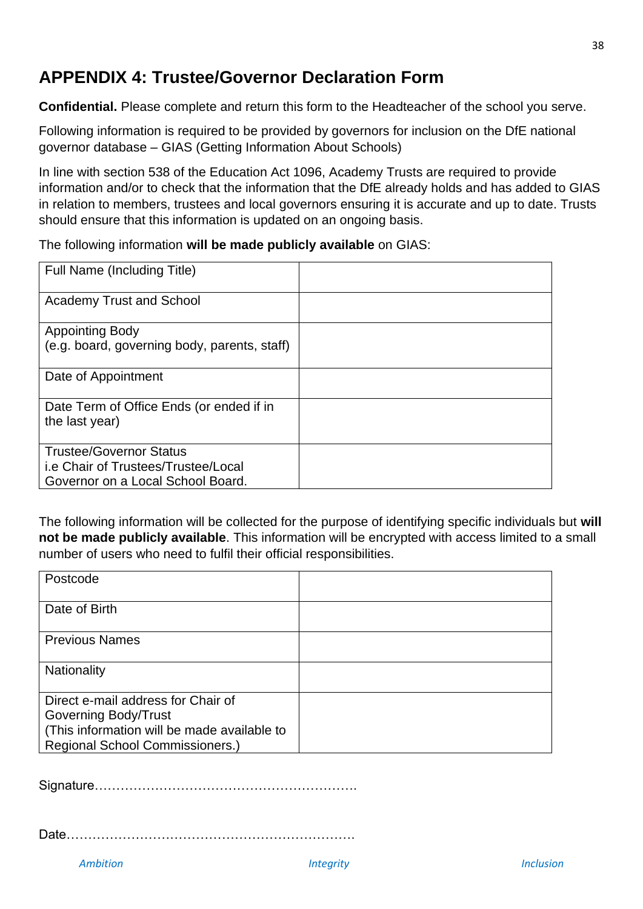# APPENDIX 4: Trustee/Governor Declaration Form

**Confidential.** Please complete and return this form to the Headteacher of the school you serve.

Following information is required to be provided by governors for inclusion on the DfE national governor database – GIAS (Getting Information About Schools)

In line with section 538 of the Education Act 1096, Academy Trusts are required to provide information and/or to check that the information that the DfE already holds and has added to GIAS in relation to members, trustees and local governors ensuring it is accurate and up to date. Trusts should ensure that this information is updated on an ongoing basis.

The following information **will be made publicly available** on GIAS:

| | |
|---|---|
| Full Name (Including Title) | |
| Academy Trust and School | |
| Appointing Body (e.g. board, governing body, parents, staff) | |
| Date of Appointment | |
| Date Term of Office Ends (or ended if in the last year) | |
| Trustee/Governor Status i.e Chair of Trustees/Trustee/Local Governor on a Local School Board. | |

The following information will be collected for the purpose of identifying specific individuals but **will not be made publicly available**. This information will be encrypted with access limited to a small number of users who need to fulfil their official responsibilities.

| | |
|---|---|
| Postcode | |
| Date of Birth | |
| Previous Names | |
| Nationality | |
| Direct e-mail address for Chair of Governing Body/Trust (This information will be made available to Regional School Commissioners.) | |

Signature……………………………………………………….

Date…………………………………………………………….

*Ambition* *Integrity* *Inclusion*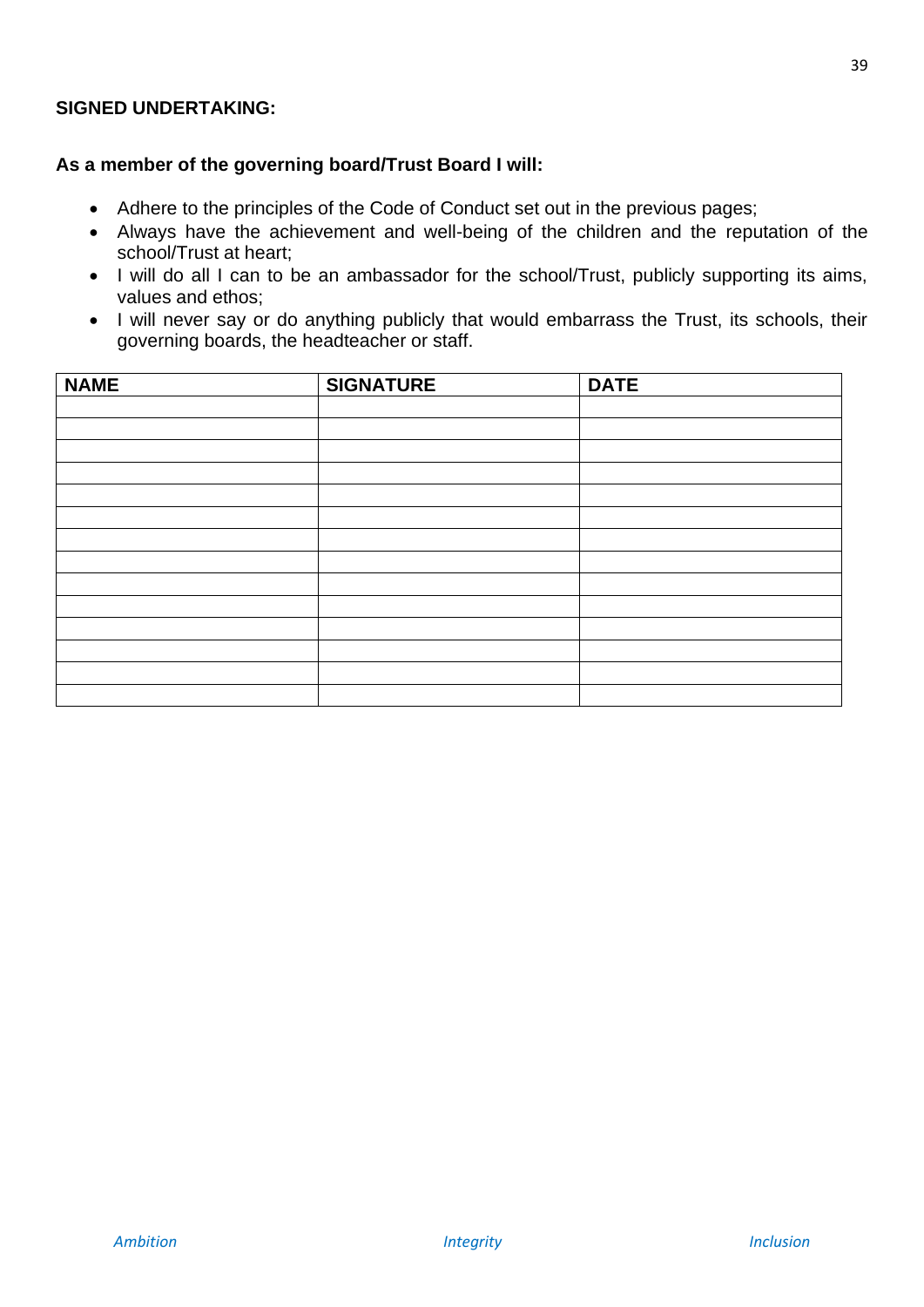**SIGNED UNDERTAKING:**

**As a member of the governing board/Trust Board I will:**

- Adhere to the principles of the Code of Conduct set out in the previous pages;
- Always have the achievement and well-being of the children and the reputation of the school/Trust at heart;
- I will do all I can to be an ambassador for the school/Trust, publicly supporting its aims, values and ethos;
- I will never say or do anything publicly that would embarrass the Trust, its schools, their governing boards, the headteacher or staff.

| **NAME** | **SIGNATURE** | **DATE** |
|---|---|---|
| | | |
| | | |
| | | |
| | | |
| | | |
| | | |
| | | |
| | | |
| | | |
| | | |
| | | |
| | | |
| | | |
| | | |